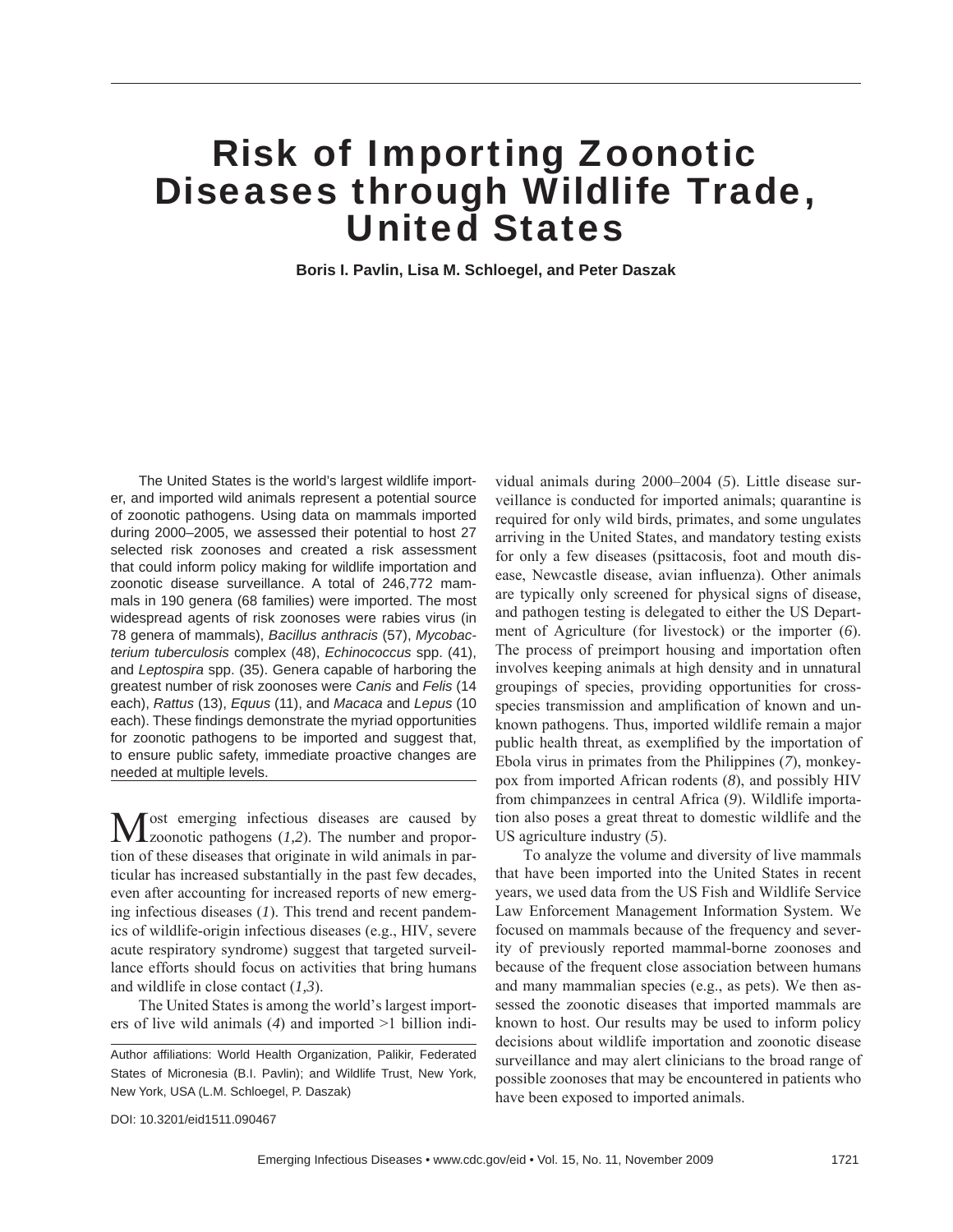# Risk of Importing Zoonotic Diseases through Wildlife Trade, United States

**Boris I. Pavlin, Lisa M. Schloegel, and Peter Daszak**

The United States is the world's largest wildlife importer, and imported wild animals represent a potential source of zoonotic pathogens. Using data on mammals imported during 2000–2005, we assessed their potential to host 27 selected risk zoonoses and created a risk assessment that could inform policy making for wildlife importation and zoonotic disease surveillance. A total of 246,772 mammals in 190 genera (68 families) were imported. The most widespread agents of risk zoonoses were rabies virus (in 78 genera of mammals), *Bacillus anthracis* (57), *Mycobacterium tuberculosis* complex (48), *Echinococcus* spp. (41), and *Leptospira* spp. (35). Genera capable of harboring the greatest number of risk zoonoses were *Canis* and *Felis* (14 each), *Rattus* (13), *Equus* (11), and *Macaca* and *Lepus* (10 each). These findings demonstrate the myriad opportunities for zoonotic pathogens to be imported and suggest that, to ensure public safety, immediate proactive changes are needed at multiple levels.

Most emerging infectious diseases are caused by zoonotic pathogens (*1,2*). The number and proportion of these diseases that originate in wild animals in particular has increased substantially in the past few decades, even after accounting for increased reports of new emerging infectious diseases (*1*). This trend and recent pandemics of wildlife-origin infectious diseases (e.g., HIV, severe acute respiratory syndrome) suggest that targeted surveillance efforts should focus on activities that bring humans and wildlife in close contact (*1,3*).

The United States is among the world's largest importers of live wild animals (*4*) and imported >1 billion individual animals during 2000–2004 (*5*). Little disease surveillance is conducted for imported animals; quarantine is required for only wild birds, primates, and some ungulates arriving in the United States, and mandatory testing exists for only a few diseases (psittacosis, foot and mouth disease, Newcastle disease, avian influenza). Other animals are typically only screened for physical signs of disease, and pathogen testing is delegated to either the US Department of Agriculture (for livestock) or the importer (*6*). The process of preimport housing and importation often involves keeping animals at high density and in unnatural groupings of species, providing opportunities for cross-species transmission and amplification of known and unknown pathogens. Thus, imported wildlife remain a major public health threat, as exemplified by the importation of Ebola virus in primates from the Philippines (*7*), monkeypox from imported African rodents (*8*), and possibly HIV from chimpanzees in central Africa (*9*). Wildlife importation also poses a great threat to domestic wildlife and the US agriculture industry (*5*).

To analyze the volume and diversity of live mammals that have been imported into the United States in recent years, we used data from the US Fish and Wildlife Service Law Enforcement Management Information System. We focused on mammals because of the frequency and severity of previously reported mammal-borne zoonoses and because of the frequent close association between humans and many mammalian species (e.g., as pets). We then assessed the zoonotic diseases that imported mammals are known to host. Our results may be used to inform policy decisions about wildlife importation and zoonotic disease surveillance and may alert clinicians to the broad range of possible zoonoses that may be encountered in patients who have been exposed to imported animals.

Author affiliations: World Health Organization, Palikir, Federated States of Micronesia (B.I. Pavlin); and Wildlife Trust, New York, New York, USA (L.M. Schloegel, P. Daszak)

DOI: 10.3201/eid1511.090467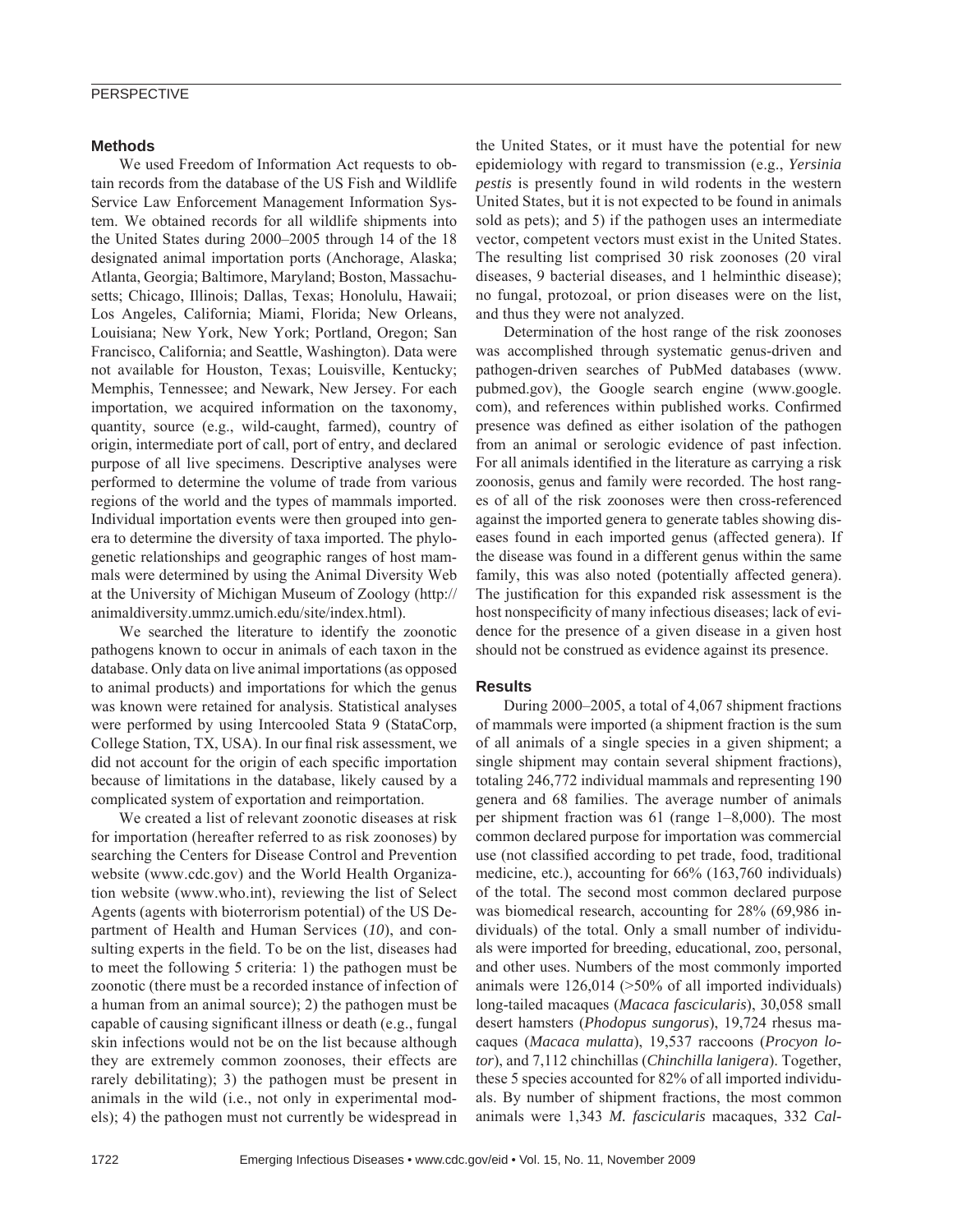## Methods

We used Freedom of Information Act requests to obtain records from the database of the US Fish and Wildlife Service Law Enforcement Management Information System. We obtained records for all wildlife shipments into the United States during 2000–2005 through 14 of the 18 designated animal importation ports (Anchorage, Alaska; Atlanta, Georgia; Baltimore, Maryland; Boston, Massachusetts; Chicago, Illinois; Dallas, Texas; Honolulu, Hawaii; Los Angeles, California; Miami, Florida; New Orleans, Louisiana; New York, New York; Portland, Oregon; San Francisco, California; and Seattle, Washington). Data were not available for Houston, Texas; Louisville, Kentucky; Memphis, Tennessee; and Newark, New Jersey. For each importation, we acquired information on the taxonomy, quantity, source (e.g., wild-caught, farmed), country of origin, intermediate port of call, port of entry, and declared purpose of all live specimens. Descriptive analyses were performed to determine the volume of trade from various regions of the world and the types of mammals imported. Individual importation events were then grouped into genera to determine the diversity of taxa imported. The phylogenetic relationships and geographic ranges of host mammals were determined by using the Animal Diversity Web at the University of Michigan Museum of Zoology (http://animaldiversity.ummz.umich.edu/site/index.html).

We searched the literature to identify the zoonotic pathogens known to occur in animals of each taxon in the database. Only data on live animal importations (as opposed to animal products) and importations for which the genus was known were retained for analysis. Statistical analyses were performed by using Intercooled Stata 9 (StataCorp, College Station, TX, USA). In our final risk assessment, we did not account for the origin of each specific importation because of limitations in the database, likely caused by a complicated system of exportation and reimportation.

We created a list of relevant zoonotic diseases at risk for importation (hereafter referred to as risk zoonoses) by searching the Centers for Disease Control and Prevention website (www.cdc.gov) and the World Health Organization website (www.who.int), reviewing the list of Select Agents (agents with bioterrorism potential) of the US Department of Health and Human Services (*10*), and consulting experts in the field. To be on the list, diseases had to meet the following 5 criteria: 1) the pathogen must be zoonotic (there must be a recorded instance of infection of a human from an animal source); 2) the pathogen must be capable of causing significant illness or death (e.g., fungal skin infections would not be on the list because although they are extremely common zoonoses, their effects are rarely debilitating); 3) the pathogen must be present in animals in the wild (i.e., not only in experimental models); 4) the pathogen must not currently be widespread in the United States, or it must have the potential for new epidemiology with regard to transmission (e.g., *Yersinia pestis* is presently found in wild rodents in the western United States, but it is not expected to be found in animals sold as pets); and 5) if the pathogen uses an intermediate vector, competent vectors must exist in the United States. The resulting list comprised 30 risk zoonoses (20 viral diseases, 9 bacterial diseases, and 1 helminthic disease); no fungal, protozoal, or prion diseases were on the list, and thus they were not analyzed.

Determination of the host range of the risk zoonoses was accomplished through systematic genus-driven and pathogen-driven searches of PubMed databases (www.pubmed.gov), the Google search engine (www.google.com), and references within published works. Confirmed presence was defined as either isolation of the pathogen from an animal or serologic evidence of past infection. For all animals identified in the literature as carrying a risk zoonosis, genus and family were recorded. The host ranges of all of the risk zoonoses were then cross-referenced against the imported genera to generate tables showing diseases found in each imported genus (affected genera). If the disease was found in a different genus within the same family, this was also noted (potentially affected genera). The justification for this expanded risk assessment is the host nonspecificity of many infectious diseases; lack of evidence for the presence of a given disease in a given host should not be construed as evidence against its presence.

## Results

During 2000–2005, a total of 4,067 shipment fractions of mammals were imported (a shipment fraction is the sum of all animals of a single species in a given shipment; a single shipment may contain several shipment fractions), totaling 246,772 individual mammals and representing 190 genera and 68 families. The average number of animals per shipment fraction was 61 (range 1–8,000). The most common declared purpose for importation was commercial use (not classified according to pet trade, food, traditional medicine, etc.), accounting for 66% (163,760 individuals) of the total. The second most common declared purpose was biomedical research, accounting for 28% (69,986 individuals) of the total. Only a small number of individuals were imported for breeding, educational, zoo, personal, and other uses. Numbers of the most commonly imported animals were 126,014 (>50% of all imported individuals) long-tailed macaques (*Macaca fascicularis*), 30,058 small desert hamsters (*Phodopus sungorus*), 19,724 rhesus macaques (*Macaca mulatta*), 19,537 raccoons (*Procyon lotor*), and 7,112 chinchillas (*Chinchilla lanigera*). Together, these 5 species accounted for 82% of all imported individuals. By number of shipment fractions, the most common animals were 1,343 *M. fascicularis* macaques, 332 *Cal-*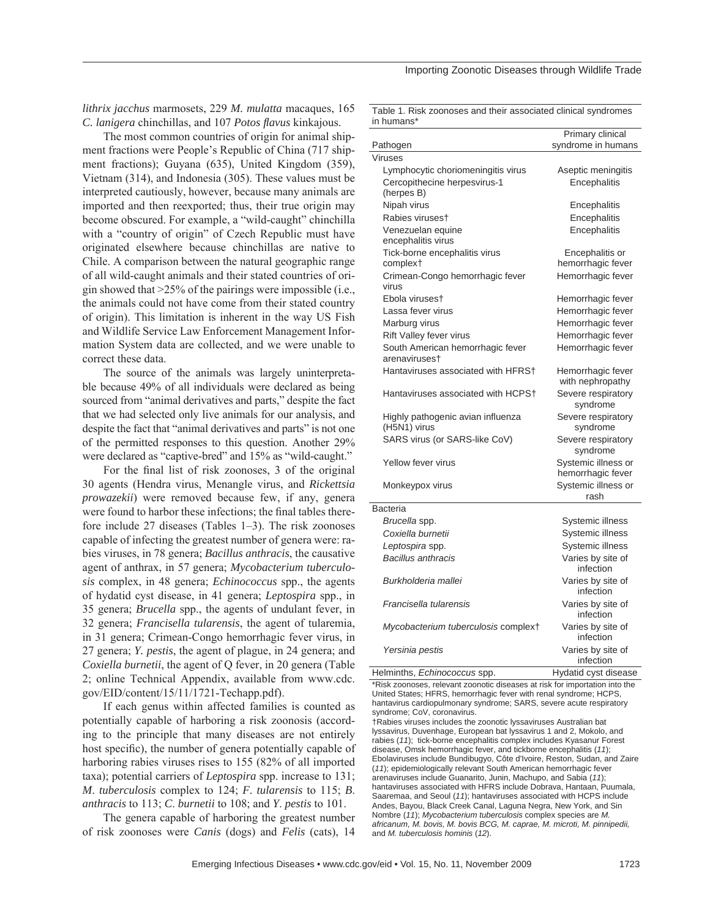*lithrix jacchus* marmosets, 229 *M. mulatta* macaques, 165 *C. lanigera* chinchillas, and 107 *Potos flavus* kinkajous.

The most common countries of origin for animal shipment fractions were People's Republic of China (717 shipment fractions); Guyana (635), United Kingdom (359), Vietnam (314), and Indonesia (305). These values must be interpreted cautiously, however, because many animals are imported and then reexported; thus, their true origin may become obscured. For example, a "wild-caught" chinchilla with a "country of origin" of Czech Republic must have originated elsewhere because chinchillas are native to Chile. A comparison between the natural geographic range of all wild-caught animals and their stated countries of origin showed that >25% of the pairings were impossible (i.e., the animals could not have come from their stated country of origin). This limitation is inherent in the way US Fish and Wildlife Service Law Enforcement Management Information System data are collected, and we were unable to correct these data.

The source of the animals was largely uninterpretable because 49% of all individuals were declared as being sourced from "animal derivatives and parts," despite the fact that we had selected only live animals for our analysis, and despite the fact that "animal derivatives and parts" is not one of the permitted responses to this question. Another 29% were declared as "captive-bred" and 15% as "wild-caught."

For the final list of risk zoonoses, 3 of the original 30 agents (Hendra virus, Menangle virus, and *Rickettsia prowazekii*) were removed because few, if any, genera were found to harbor these infections; the final tables therefore include 27 diseases (Tables 1–3). The risk zoonoses capable of infecting the greatest number of genera were: rabies viruses, in 78 genera; *Bacillus anthracis*, the causative agent of anthrax, in 57 genera; *Mycobacterium tuberculosis* complex, in 48 genera; *Echinococcus* spp., the agents of hydatid cyst disease, in 41 genera; *Leptospira* spp., in 35 genera; *Brucella* spp., the agents of undulant fever, in 32 genera; *Francisella tularensis*, the agent of tularemia, in 31 genera; Crimean-Congo hemorrhagic fever virus, in 27 genera; *Y. pestis*, the agent of plague, in 24 genera; and *Coxiella burnetii*, the agent of Q fever, in 20 genera (Table 2; online Technical Appendix, available from www.cdc.gov/EID/content/15/11/1721-Techapp.pdf).

If each genus within affected families is counted as potentially capable of harboring a risk zoonosis (according to the principle that many diseases are not entirely host specific), the number of genera potentially capable of harboring rabies viruses rises to 155 (82% of all imported taxa); potential carriers of *Leptospira* spp. increase to 131; *M. tuberculosis* complex to 124; *F. tularensis* to 115; *B. anthracis* to 113; *C. burnetii* to 108; and *Y. pestis* to 101.

The genera capable of harboring the greatest number of risk zoonoses were *Canis* (dogs) and *Felis* (cats), 14

Table 1. Risk zoonoses and their associated clinical syndromes in humans*

| Pathogen | Primary clinical syndrome in humans |
|---|---|
| **Viruses** | |
| Lymphocytic choriomeningitis virus | Aseptic meningitis |
| Cercopithecine herpesvirus-1 (herpes B) | Encephalitis |
| Nipah virus | Encephalitis |
| Rabies viruses† | Encephalitis |
| Venezuelan equine encephalitis virus | Encephalitis |
| Tick-borne encephalitis virus complex† | Encephalitis or hemorrhagic fever |
| Crimean-Congo hemorrhagic fever virus | Hemorrhagic fever |
| Ebola viruses† | Hemorrhagic fever |
| Lassa fever virus | Hemorrhagic fever |
| Marburg virus | Hemorrhagic fever |
| Rift Valley fever virus | Hemorrhagic fever |
| South American hemorrhagic fever arenaviruses† | Hemorrhagic fever |
| Hantaviruses associated with HFRS† | Hemorrhagic fever with nephropathy |
| Hantaviruses associated with HCPS† | Severe respiratory syndrome |
| Highly pathogenic avian influenza (H5N1) virus | Severe respiratory syndrome |
| SARS virus (or SARS-like CoV) | Severe respiratory syndrome |
| Yellow fever virus | Systemic illness or hemorrhagic fever |
| Monkeypox virus | Systemic illness or rash |
| **Bacteria** | |
| *Brucella* spp. | Systemic illness |
| *Coxiella burnetii* | Systemic illness |
| *Leptospira* spp. | Systemic illness |
| *Bacillus anthracis* | Varies by site of infection |
| *Burkholderia mallei* | Varies by site of infection |
| *Francisella tularensis* | Varies by site of infection |
| *Mycobacterium tuberculosis* complex† | Varies by site of infection |
| *Yersinia pestis* | Varies by site of infection |
| **Helminths**, *Echinococcus* spp. | Hydatid cyst disease |

*Risk zoonoses, relevant zoonotic diseases at risk for importation into the United States; HFRS, hemorrhagic fever with renal syndrome; HCPS, hantavirus cardiopulmonary syndrome; SARS, severe acute respiratory syndrome; CoV, coronavirus.
†Rabies viruses includes the zoonotic lyssaviruses Australian bat lyssavirus, Duvenhage, European bat lyssavirus 1 and 2, Mokolo, and rabies (*11*); tick-borne encephalitis complex includes Kyasanur Forest disease, Omsk hemorrhagic fever, and tickborne encephalitis (*11*); Ebolaviruses include Bundibugyo, Côte d'Ivoire, Reston, Sudan, and Zaire (*11*); epidemiologically relevant South American hemorrhagic fever arenaviruses include Guanarito, Junin, Machupo, and Sabia (*11*); hantaviruses associated with HFRS include Dobrava, Hantaan, Puumala, Saaremaa, and Seoul (*11*); hantaviruses associated with HCPS include Andes, Bayou, Black Creek Canal, Laguna Negra, New York, and Sin Nombre (*11*); *Mycobacterium tuberculosis* complex species are *M. africanum, M. bovis, M. bovis BCG, M. caprae, M. microti, M. pinnipedii,* and *M. tuberculosis hominis* (*12*).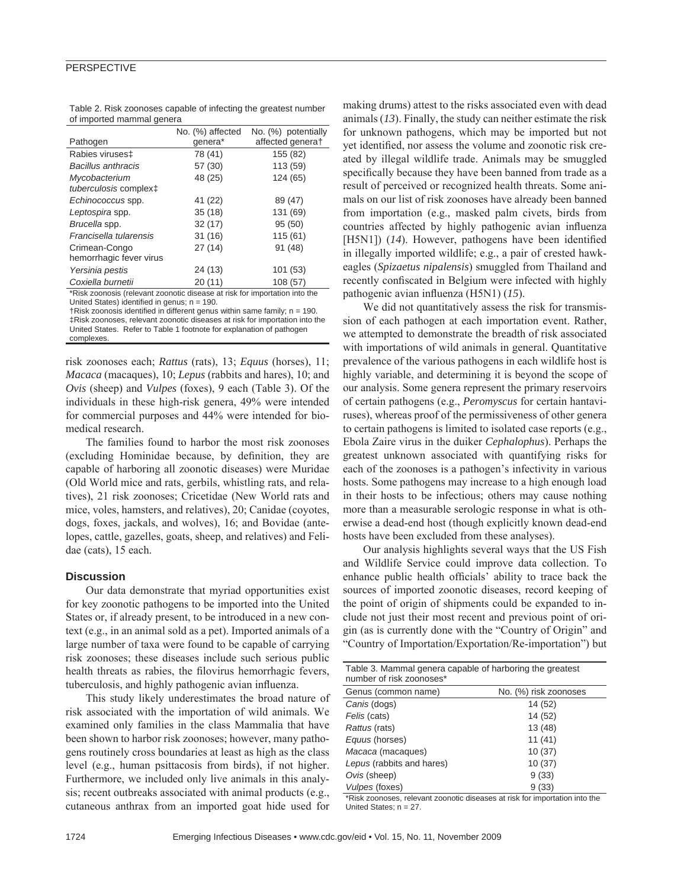Table 2. Risk zoonoses capable of infecting the greatest number of imported mammal genera

| Pathogen | No. (%) affected genera* | No. (%) potentially affected genera† |
|---|---|---|
| Rabies viruses‡ | 78 (41) | 155 (82) |
| *Bacillus anthracis* | 57 (30) | 113 (59) |
| *Mycobacterium tuberculosis* complex‡ | 48 (25) | 124 (65) |
| *Echinococcus* spp. | 41 (22) | 89 (47) |
| *Leptospira* spp. | 35 (18) | 131 (69) |
| *Brucella* spp. | 32 (17) | 95 (50) |
| *Francisella tularensis* | 31 (16) | 115 (61) |
| Crimean-Congo hemorrhagic fever virus | 27 (14) | 91 (48) |
| *Yersinia pestis* | 24 (13) | 101 (53) |
| *Coxiella burnetii* | 20 (11) | 108 (57) |

*Risk zoonosis (relevant zoonotic disease at risk for importation into the United States) identified in genus; n = 190.
†Risk zoonosis identified in different genus within same family; n = 190.
‡Risk zoonoses, relevant zoonotic diseases at risk for importation into the United States. Refer to Table 1 footnote for explanation of pathogen complexes.

risk zoonoses each; *Rattus* (rats), 13; *Equus* (horses), 11; *Macaca* (macaques), 10; *Lepus* (rabbits and hares), 10; and *Ovis* (sheep) and *Vulpes* (foxes), 9 each (Table 3). Of the individuals in these high-risk genera, 49% were intended for commercial purposes and 44% were intended for biomedical research.

The families found to harbor the most risk zoonoses (excluding Hominidae because, by definition, they are capable of harboring all zoonotic diseases) were Muridae (Old World mice and rats, gerbils, whistling rats, and relatives), 21 risk zoonoses; Cricetidae (New World rats and mice, voles, hamsters, and relatives), 20; Canidae (coyotes, dogs, foxes, jackals, and wolves), 16; and Bovidae (antelopes, cattle, gazelles, goats, sheep, and relatives) and Felidae (cats), 15 each.

## Discussion

Our data demonstrate that myriad opportunities exist for key zoonotic pathogens to be imported into the United States or, if already present, to be introduced in a new context (e.g., in an animal sold as a pet). Imported animals of a large number of taxa were found to be capable of carrying risk zoonoses; these diseases include such serious public health threats as rabies, the filovirus hemorrhagic fevers, tuberculosis, and highly pathogenic avian influenza.

This study likely underestimates the broad nature of risk associated with the importation of wild animals. We examined only families in the class Mammalia that have been shown to harbor risk zoonoses; however, many pathogens routinely cross boundaries at least as high as the class level (e.g., human psittacosis from birds), if not higher. Furthermore, we included only live animals in this analysis; recent outbreaks associated with animal products (e.g., cutaneous anthrax from an imported goat hide used for making drums) attest to the risks associated even with dead animals (*13*). Finally, the study can neither estimate the risk for unknown pathogens, which may be imported but not yet identified, nor assess the volume and zoonotic risk created by illegal wildlife trade. Animals may be smuggled specifically because they have been banned from trade as a result of perceived or recognized health threats. Some animals on our list of risk zoonoses have already been banned from importation (e.g., masked palm civets, birds from countries affected by highly pathogenic avian influenza [H5N1]) (*14*). However, pathogens have been identified in illegally imported wildlife; e.g., a pair of crested hawk-eagles (*Spizaetus nipalensis*) smuggled from Thailand and recently confiscated in Belgium were infected with highly pathogenic avian influenza (H5N1) (*15*).

We did not quantitatively assess the risk for transmission of each pathogen at each importation event. Rather, we attempted to demonstrate the breadth of risk associated with importations of wild animals in general. Quantitative prevalence of the various pathogens in each wildlife host is highly variable, and determining it is beyond the scope of our analysis. Some genera represent the primary reservoirs of certain pathogens (e.g., *Peromyscus* for certain hantaviruses), whereas proof of the permissiveness of other genera to certain pathogens is limited to isolated case reports (e.g., Ebola Zaire virus in the duiker *Cephalophus*). Perhaps the greatest unknown associated with quantifying risks for each of the zoonoses is a pathogen's infectivity in various hosts. Some pathogens may increase to a high enough load in their hosts to be infectious; others may cause nothing more than a measurable serologic response in what is otherwise a dead-end host (though explicitly known dead-end hosts have been excluded from these analyses).

Our analysis highlights several ways that the US Fish and Wildlife Service could improve data collection. To enhance public health officials' ability to trace back the sources of imported zoonotic diseases, record keeping of the point of origin of shipments could be expanded to include not just their most recent and previous point of origin (as is currently done with the "Country of Origin" and "Country of Importation/Exportation/Re-importation") but

Table 3. Mammal genera capable of harboring the greatest number of risk zoonoses*

| Genus (common name) | No. (%) risk zoonoses |
|---|---|
| *Canis* (dogs) | 14 (52) |
| *Felis* (cats) | 14 (52) |
| *Rattus* (rats) | 13 (48) |
| *Equus* (horses) | 11 (41) |
| *Macaca* (macaques) | 10 (37) |
| *Lepus* (rabbits and hares) | 10 (37) |
| *Ovis* (sheep) | 9 (33) |
| *Vulpes* (foxes) | 9 (33) |

*Risk zoonoses, relevant zoonotic diseases at risk for importation into the United States; n = 27.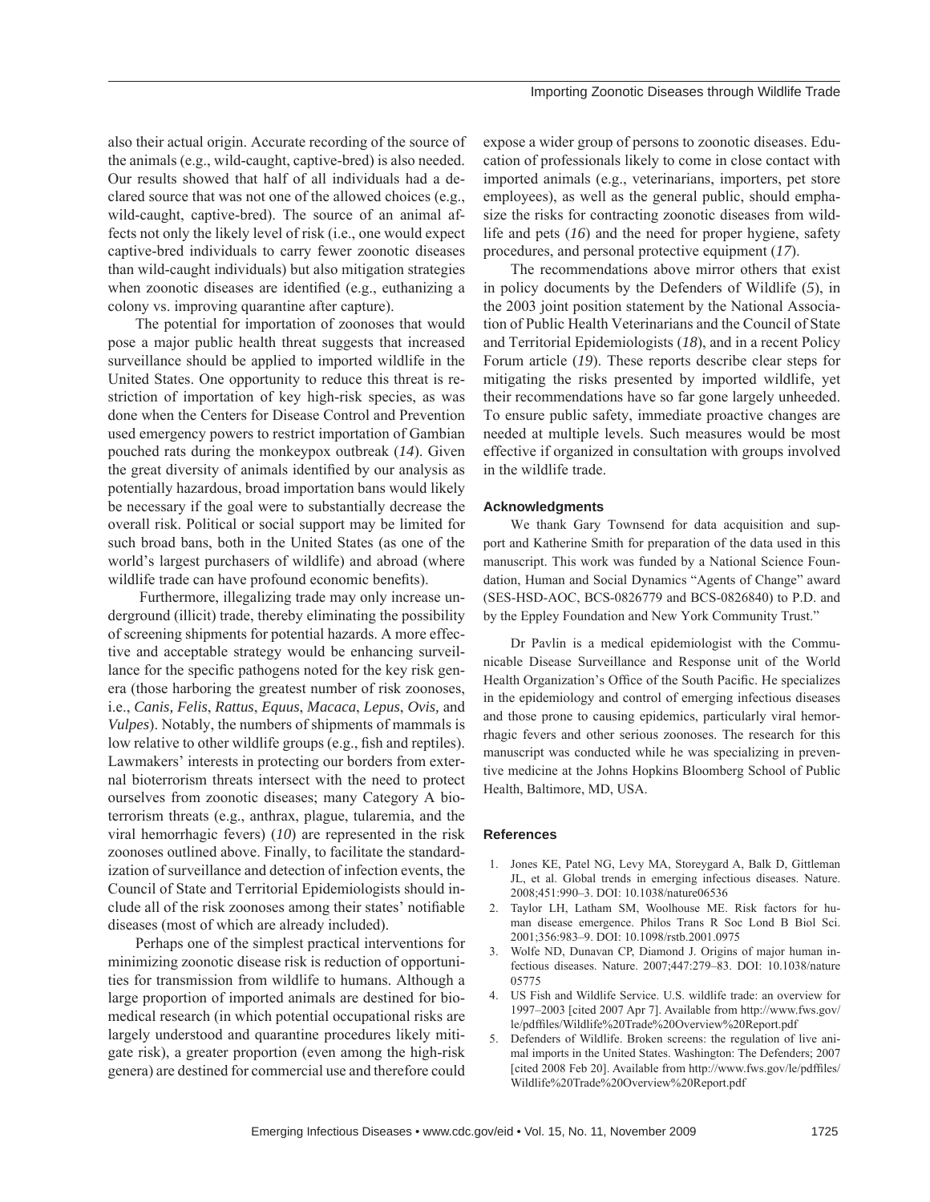also their actual origin. Accurate recording of the source of the animals (e.g., wild-caught, captive-bred) is also needed. Our results showed that half of all individuals had a declared source that was not one of the allowed choices (e.g., wild-caught, captive-bred). The source of an animal affects not only the likely level of risk (i.e., one would expect captive-bred individuals to carry fewer zoonotic diseases than wild-caught individuals) but also mitigation strategies when zoonotic diseases are identified (e.g., euthanizing a colony vs. improving quarantine after capture).

The potential for importation of zoonoses that would pose a major public health threat suggests that increased surveillance should be applied to imported wildlife in the United States. One opportunity to reduce this threat is restriction of importation of key high-risk species, as was done when the Centers for Disease Control and Prevention used emergency powers to restrict importation of Gambian pouched rats during the monkeypox outbreak (*14*). Given the great diversity of animals identified by our analysis as potentially hazardous, broad importation bans would likely be necessary if the goal were to substantially decrease the overall risk. Political or social support may be limited for such broad bans, both in the United States (as one of the world's largest purchasers of wildlife) and abroad (where wildlife trade can have profound economic benefits).

Furthermore, illegalizing trade may only increase underground (illicit) trade, thereby eliminating the possibility of screening shipments for potential hazards. A more effective and acceptable strategy would be enhancing surveillance for the specific pathogens noted for the key risk genera (those harboring the greatest number of risk zoonoses, i.e., *Canis, Felis*, *Rattus*, *Equus*, *Macaca*, *Lepus*, *Ovis,* and *Vulpes*). Notably, the numbers of shipments of mammals is low relative to other wildlife groups (e.g., fish and reptiles). Lawmakers' interests in protecting our borders from external bioterrorism threats intersect with the need to protect ourselves from zoonotic diseases; many Category A bioterrorism threats (e.g., anthrax, plague, tularemia, and the viral hemorrhagic fevers) (*10*) are represented in the risk zoonoses outlined above. Finally, to facilitate the standardization of surveillance and detection of infection events, the Council of State and Territorial Epidemiologists should include all of the risk zoonoses among their states' notifiable diseases (most of which are already included).

Perhaps one of the simplest practical interventions for minimizing zoonotic disease risk is reduction of opportunities for transmission from wildlife to humans. Although a large proportion of imported animals are destined for biomedical research (in which potential occupational risks are largely understood and quarantine procedures likely mitigate risk), a greater proportion (even among the high-risk genera) are destined for commercial use and therefore could expose a wider group of persons to zoonotic diseases. Education of professionals likely to come in close contact with imported animals (e.g., veterinarians, importers, pet store employees), as well as the general public, should emphasize the risks for contracting zoonotic diseases from wildlife and pets (*16*) and the need for proper hygiene, safety procedures, and personal protective equipment (*17*).

The recommendations above mirror others that exist in policy documents by the Defenders of Wildlife (*5*), in the 2003 joint position statement by the National Association of Public Health Veterinarians and the Council of State and Territorial Epidemiologists (*18*), and in a recent Policy Forum article (*19*). These reports describe clear steps for mitigating the risks presented by imported wildlife, yet their recommendations have so far gone largely unheeded. To ensure public safety, immediate proactive changes are needed at multiple levels. Such measures would be most effective if organized in consultation with groups involved in the wildlife trade.

### Acknowledgments

We thank Gary Townsend for data acquisition and support and Katherine Smith for preparation of the data used in this manuscript. This work was funded by a National Science Foundation, Human and Social Dynamics "Agents of Change" award (SES-HSD-AOC, BCS-0826779 and BCS-0826840) to P.D. and by the Eppley Foundation and New York Community Trust."

Dr Pavlin is a medical epidemiologist with the Communicable Disease Surveillance and Response unit of the World Health Organization's Office of the South Pacific. He specializes in the epidemiology and control of emerging infectious diseases and those prone to causing epidemics, particularly viral hemorrhagic fevers and other serious zoonoses. The research for this manuscript was conducted while he was specializing in preventive medicine at the Johns Hopkins Bloomberg School of Public Health, Baltimore, MD, USA.

### References

1. Jones KE, Patel NG, Levy MA, Storeygard A, Balk D, Gittleman JL, et al. Global trends in emerging infectious diseases. Nature. 2008;451:990–3. DOI: 10.1038/nature06536
2. Taylor LH, Latham SM, Woolhouse ME. Risk factors for human disease emergence. Philos Trans R Soc Lond B Biol Sci. 2001;356:983–9. DOI: 10.1098/rstb.2001.0975
3. Wolfe ND, Dunavan CP, Diamond J. Origins of major human infectious diseases. Nature. 2007;447:279–83. DOI: 10.1038/nature 05775
4. US Fish and Wildlife Service. U.S. wildlife trade: an overview for 1997–2003 [cited 2007 Apr 7]. Available from http://www.fws.gov/le/pdffiles/Wildlife%20Trade%20Overview%20Report.pdf
5. Defenders of Wildlife. Broken screens: the regulation of live animal imports in the United States. Washington: The Defenders; 2007 [cited 2008 Feb 20]. Available from http://www.fws.gov/le/pdffiles/Wildlife%20Trade%20Overview%20Report.pdf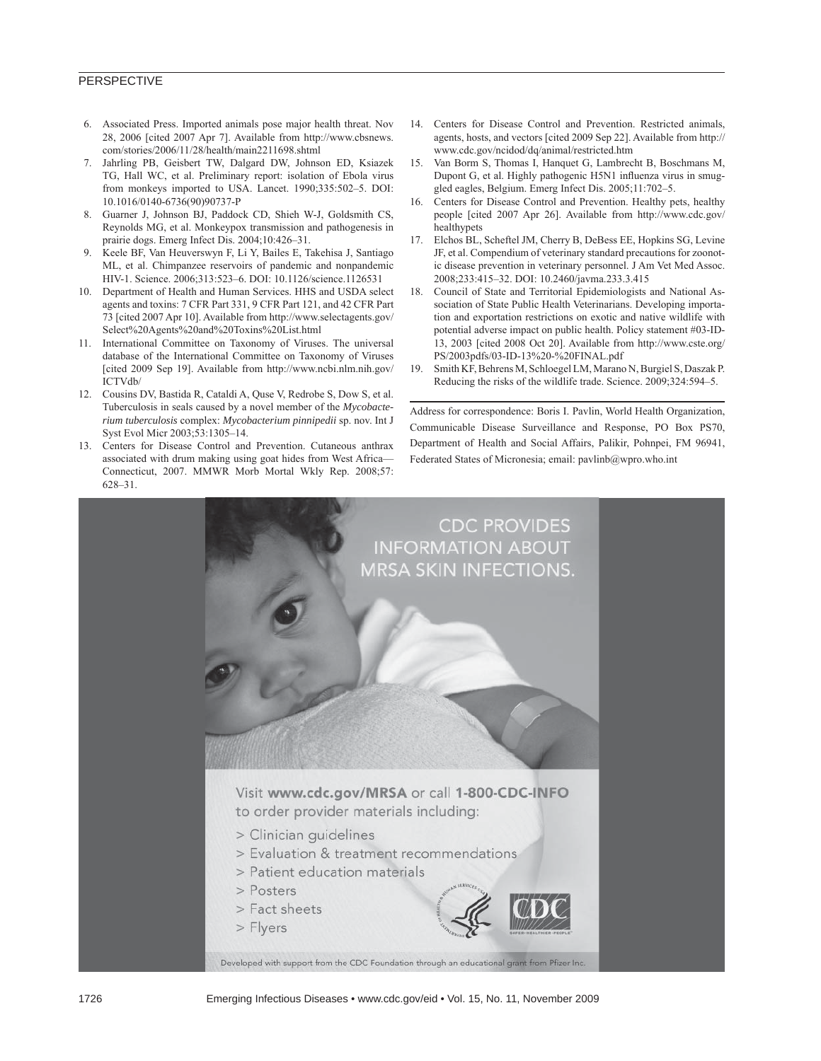6. Associated Press. Imported animals pose major health threat. Nov 28, 2006 [cited 2007 Apr 7]. Available from http://www.cbsnews.com/stories/2006/11/28/health/main2211698.shtml
7. Jahrling PB, Geisbert TW, Dalgard DW, Johnson ED, Ksiazek TG, Hall WC, et al. Preliminary report: isolation of Ebola virus from monkeys imported to USA. Lancet. 1990;335:502–5. DOI: 10.1016/0140-6736(90)90737-P
8. Guarner J, Johnson BJ, Paddock CD, Shieh W-J, Goldsmith CS, Reynolds MG, et al. Monkeypox transmission and pathogenesis in prairie dogs. Emerg Infect Dis. 2004;10:426–31.
9. Keele BF, Van Heuverswyn F, Li Y, Bailes E, Takehisa J, Santiago ML, et al. Chimpanzee reservoirs of pandemic and nonpandemic HIV-1. Science. 2006;313:523–6. DOI: 10.1126/science.1126531
10. Department of Health and Human Services. HHS and USDA select agents and toxins: 7 CFR Part 331, 9 CFR Part 121, and 42 CFR Part 73 [cited 2007 Apr 10]. Available from http://www.selectagents.gov/Select%20Agents%20and%20Toxins%20List.html
11. International Committee on Taxonomy of Viruses. The universal database of the International Committee on Taxonomy of Viruses [cited 2009 Sep 19]. Available from http://www.ncbi.nlm.nih.gov/ICTVdb/
12. Cousins DV, Bastida R, Cataldi A, Quse V, Redrobe S, Dow S, et al. Tuberculosis in seals caused by a novel member of the *Mycobacterium tuberculosis* complex: *Mycobacterium pinnipedii* sp. nov. Int J Syst Evol Micr 2003;53:1305–14.
13. Centers for Disease Control and Prevention. Cutaneous anthrax associated with drum making using goat hides from West Africa—Connecticut, 2007. MMWR Morb Mortal Wkly Rep. 2008;57:628–31.
14. Centers for Disease Control and Prevention. Restricted animals, agents, hosts, and vectors [cited 2009 Sep 22]. Available from http://www.cdc.gov/ncidod/dq/animal/restricted.htm
15. Van Borm S, Thomas I, Hanquet G, Lambrecht B, Boschmans M, Dupont G, et al. Highly pathogenic H5N1 influenza virus in smuggled eagles, Belgium. Emerg Infect Dis. 2005;11:702–5.
16. Centers for Disease Control and Prevention. Healthy pets, healthy people [cited 2007 Apr 26]. Available from http://www.cdc.gov/healthypets
17. Elchos BL, Scheftel JM, Cherry B, DeBess EE, Hopkins SG, Levine JF, et al. Compendium of veterinary standard precautions for zoonotic disease prevention in veterinary personnel. J Am Vet Med Assoc. 2008;233:415–32. DOI: 10.2460/javma.233.3.415
18. Council of State and Territorial Epidemiologists and National Association of State Public Health Veterinarians. Developing importation and exportation restrictions on exotic and native wildlife with potential adverse impact on public health. Policy statement #03-ID-13, 2003 [cited 2008 Oct 20]. Available from http://www.cste.org/PS/2003pdfs/03-ID-13%20-%20FINAL.pdf
19. Smith KF, Behrens M, Schloegel LM, Marano N, Burgiel S, Daszak P. Reducing the risks of the wildlife trade. Science. 2009;324:594–5.

Address for correspondence: Boris I. Pavlin, World Health Organization, Communicable Disease Surveillance and Response, PO Box PS70, Department of Health and Social Affairs, Palikir, Pohnpei, FM 96941, Federated States of Micronesia; email: pavlinb@wpro.who.int

CDC PROVIDES INFORMATION ABOUT MRSA SKIN INFECTIONS.

Visit **www.cdc.gov/MRSA** or call **1-800-CDC-INFO** to order provider materials including:

> Clinician guidelines
> Evaluation & treatment recommendations
> Patient education materials
> Posters
> Fact sheets
> Flyers

Developed with support from the CDC Foundation through an educational grant from Pfizer Inc.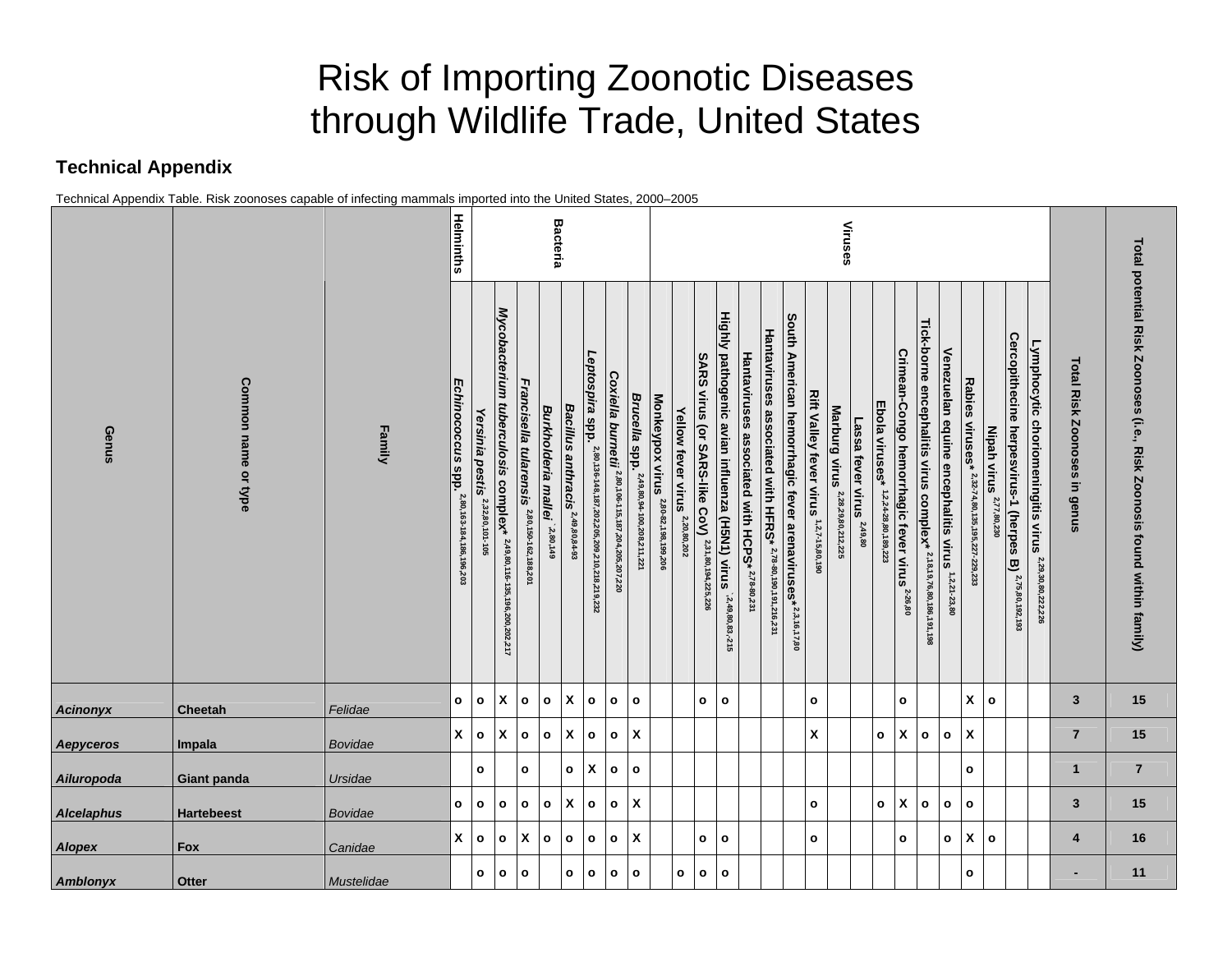# Risk of Importing Zoonotic Diseases through Wildlife Trade, United States

## Technical Appendix

Technical Appendix Table. Risk zoonoses capable of infecting mammals imported into the United States, 2000–2005

| Genus | Common name or type | Family | Helminths | Bacteria | | | | | | | | Viruses | | | | | | | | | | | | | | | | | | Total Risk Zoonoses in genus | Total potential Risk Zoonoses (i.e., Risk Zoonosis found within family) |
|---|---|---|---|---|---|---|---|---|---|---|---|---|---|---|---|---|---|---|---|---|---|---|---|---|---|---|---|---|---|---|---|
| | | | *Echinococcus* spp. [2,80,163–184,186,196,203] | *Yersinia pestis* [2,32,80,101–105] | *Mycobacterium tuberculosis* complex* [2,49,80,116–135,196,200,202,217] | *Francisella tularensis* [2,80,150–162,188,201] | *Burkholderia mallei* [2,80,149] | *Bacillus anthracis* [2,49,80,84–93] | *Leptospira* spp. [2,80,136–148,187,202,205,209,210,218,219,232] | *Coxiella burnetii* [2,80,106–115,187,204,205,207,220] | *Brucella* spp. [2,49,80,94–100,208,211,221] | Monkeypox virus [2,80–82,198,199,206] | Yellow fever virus [2,20,80,202] | SARS virus (or SARS-like CoV) [2,31,80,194,225,226] | Highly pathogenic avian influenza (H5N1) virus [2,49,80,83,215] | Hantaviruses associated with HCPS* [2,78–80,231] | Hantaviruses associated with HFRS* [2,78–80,190,191,216,231] | South American hemorrhagic fever arenaviruses* [2,3,16,17,80] | Rift Valley fever virus [1,2,7–15,80,190] | Marburg virus [2,28,29,80,212,225] | Lassa fever virus [2,49,80] | Ebola viruses* [1,2,24–28,80,189,223] | Crimean-Congo hemorrhagic fever virus [2,26,80] | Tick-borne encephalitis virus complex* [2,18,19,76,80,186,191,198] | Venezuelan equine encephalitis virus [1,2,21–23,80] | Rabies viruses* [2,32–74,80,135,195,227–229,233] | Nipah virus [2,77,80,230] | Cercopithecine herpesvirus-1 (herpes B) [2,75,80,192,193] | Lymphocytic choriomeningitis virus [2,29,30,80,222,226] | | |
| *Acinonyx* | Cheetah | *Felidae* | o | o | X | o | o | X | o | o | o | | | o | o | | | | o | | | | o | | | X | o | | | 3 | 15 |
| *Aepyceros* | Impala | *Bovidae* | X | o | X | o | o | X | o | o | X | | | | | | | | X | | | o | X | o | o | X | | | | 7 | 15 |
| *Ailuropoda* | Giant panda | *Ursidae* | | o | | o | | o | X | o | o | | | | | | | | | | | | | | | o | | | | 1 | 7 |
| *Alcelaphus* | Hartebeest | *Bovidae* | o | o | o | o | o | X | o | o | X | | | | | | | | o | | | o | X | o | o | o | | | | 3 | 15 |
| *Alopex* | Fox | *Canidae* | X | o | o | X | o | o | o | o | X | | | o | o | | | | o | | | | o | | o | X | o | | | 4 | 16 |
| *Amblonyx* | Otter | *Mustelidae* | | o | o | o | | o | o | o | o | | o | o | o | | | | | | | | | | | o | | | | - | 11 |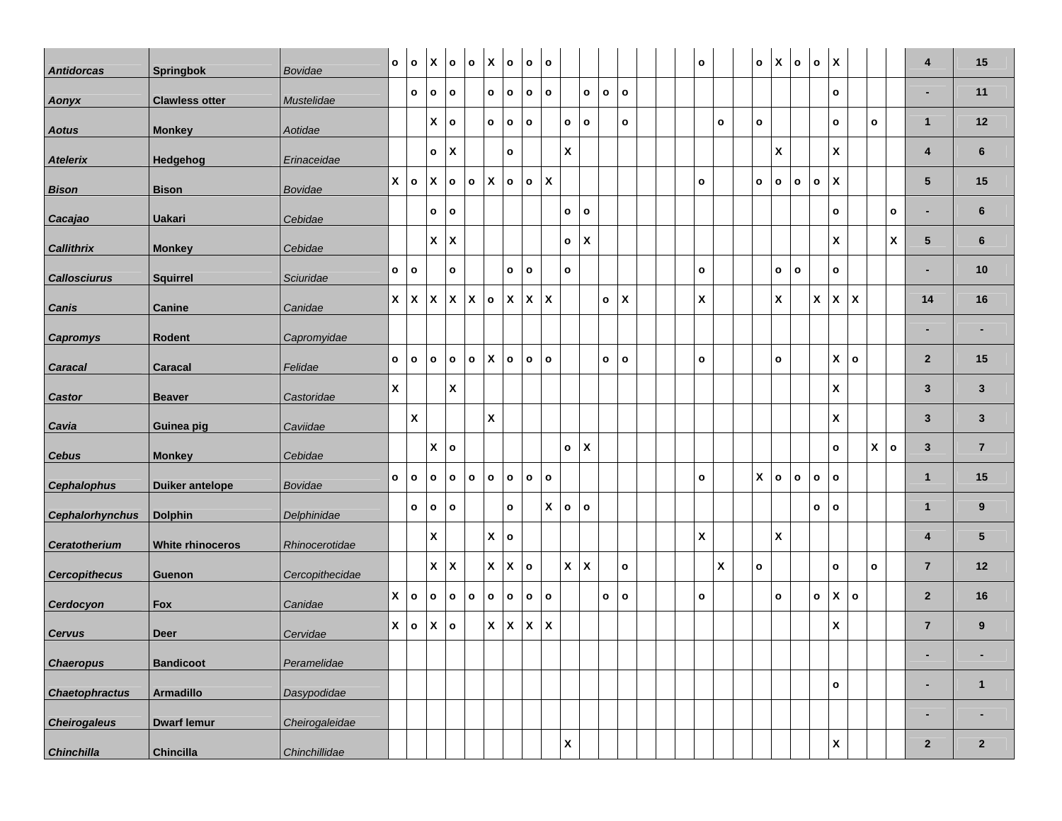| | | | | | | | | | | | | | | | | | | | | | | | | | | | | | | | |
|---|---|---|---|---|---|---|---|---|---|---|---|---|---|---|---|---|---|---|---|---|---|---|---|---|---|---|---|---|---|---|---|
| *Antidorcas* | **Springbok** | *Bovidae* | o | o | X | o | o | X | o | o | o | | | | | | | | o | | | o | X | o | o | X | | | | 4 | 15 |
| *Aonyx* | **Clawless otter** | *Mustelidae* | | o | o | o | | o | o | o | o | | o | o | o | | | | | | | | | | | o | | | | - | 11 |
| *Aotus* | **Monkey** | *Aotidae* | | | X | o | | o | o | o | | o | o | | o | | | | | o | | o | | | | o | | o | | 1 | 12 |
| *Atelerix* | **Hedgehog** | *Erinaceidae* | | | o | X | | | o | | | X | | | | | | | | | | | X | | | X | | | | 4 | 6 |
| *Bison* | **Bison** | *Bovidae* | X | o | X | o | o | X | o | o | X | | | | | | | | o | | | o | o | o | o | X | | | | 5 | 15 |
| *Cacajao* | **Uakari** | *Cebidae* | | | o | o | | | | | | o | o | | | | | | | | | | | | | o | | | o | - | 6 |
| *Callithrix* | **Monkey** | *Cebidae* | | | X | X | | | | | | o | X | | | | | | | | | | | | | X | | | X | 5 | 6 |
| *Callosciurus* | **Squirrel** | *Sciuridae* | o | o | | o | | | o | o | | o | | | | | | | o | | | | o | o | | o | | | | - | 10 |
| *Canis* | **Canine** | *Canidae* | X | X | X | X | X | o | X | X | X | | | o | X | | | | X | | | | X | | X | X | X | | | 14 | 16 |
| *Capromys* | **Rodent** | *Capromyidae* | | | | | | | | | | | | | | | | | | | | | | | | | | | | - | - |
| *Caracal* | **Caracal** | *Felidae* | o | o | o | o | o | X | o | o | o | | | o | o | | | | o | | | | o | | | X | o | | | 2 | 15 |
| *Castor* | **Beaver** | *Castoridae* | X | | | X | | | | | | | | | | | | | | | | | | | | X | | | | 3 | 3 |
| *Cavia* | **Guinea pig** | *Caviidae* | | X | | | | X | | | | | | | | | | | | | | | | | | X | | | | 3 | 3 |
| *Cebus* | **Monkey** | *Cebidae* | | | X | o | | | | | | o | X | | | | | | | | | | | | | o | | X | o | 3 | 7 |
| *Cephalophus* | **Duiker antelope** | *Bovidae* | o | o | o | o | o | o | o | o | o | | | | | | | | o | | | X | o | o | o | o | | | | 1 | 15 |
| *Cephalorhynchus* | **Dolphin** | *Delphinidae* | | o | o | o | | | o | | X | o | o | | | | | | | | | | | | o | o | | | | 1 | 9 |
| *Ceratotherium* | **White rhinoceros** | *Rhinocerotidae* | | | X | | | X | o | | | | | | | | | | X | | | | X | | | | | | | 4 | 5 |
| *Cercopithecus* | **Guenon** | *Cercopithecidae* | | | X | X | | X | X | o | | X | X | | o | | | | | X | | o | | | | o | | o | | 7 | 12 |
| *Cerdocyon* | **Fox** | *Canidae* | X | o | o | o | o | o | o | o | o | | | o | o | | | | o | | | | o | | o | X | o | | | 2 | 16 |
| *Cervus* | **Deer** | *Cervidae* | X | o | X | o | | X | X | X | X | | | | | | | | | | | | | | | X | | | | 7 | 9 |
| *Chaeropus* | **Bandicoot** | *Peramelidae* | | | | | | | | | | | | | | | | | | | | | | | | | | | | - | - |
| *Chaetophractus* | **Armadillo** | *Dasypodidae* | | | | | | | | | | | | | | | | | | | | | | | | o | | | | - | 1 |
| *Cheirogaleus* | **Dwarf lemur** | *Cheirogaleidae* | | | | | | | | | | | | | | | | | | | | | | | | | | | | - | - |
| *Chinchilla* | **Chincilla** | *Chinchillidae* | | | | | | | | | | X | | | | | | | | | | | | | | X | | | | 2 | 2 |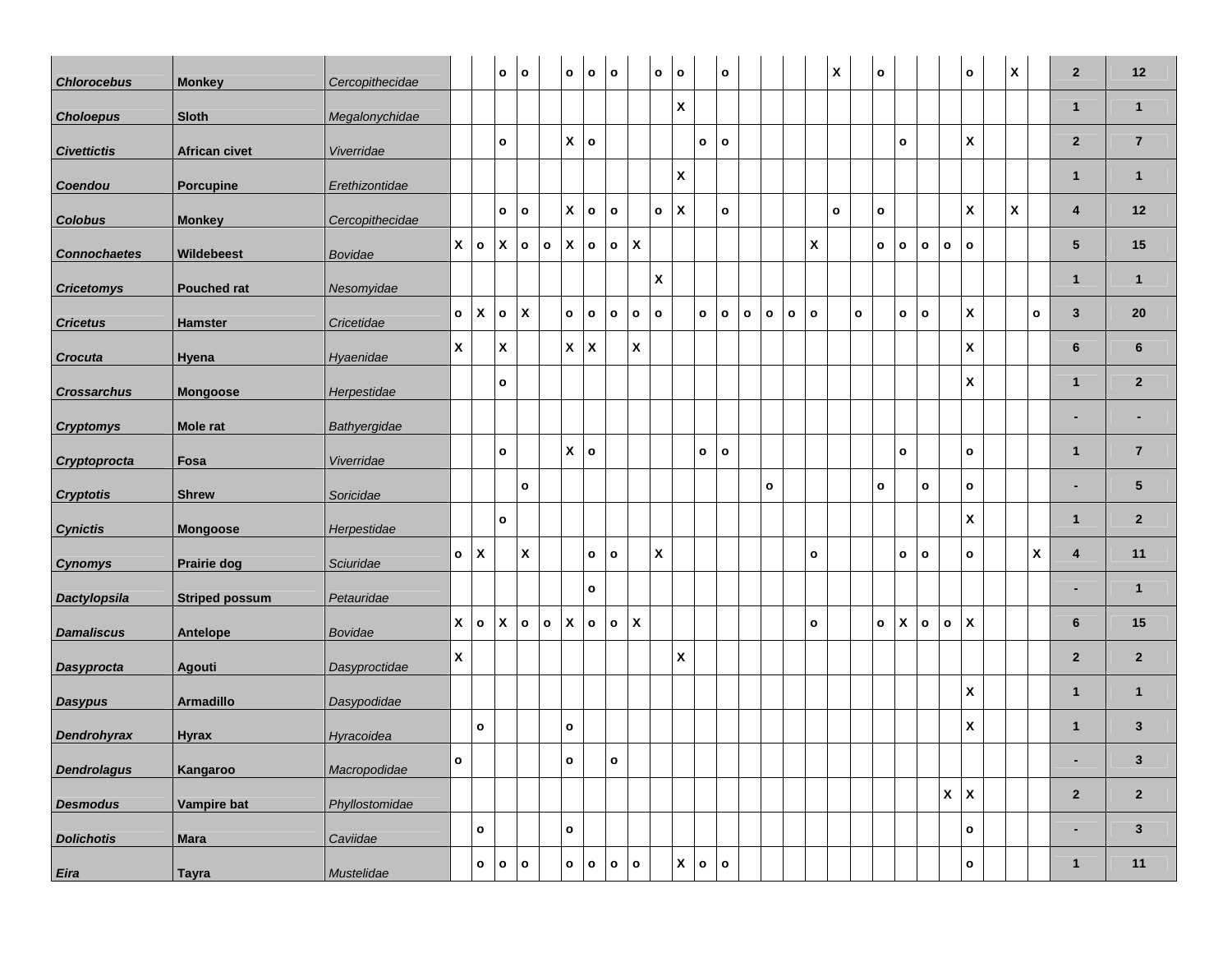| | | | | | | | | | | | | | | | | | | | | | | | | | | | | | | | |
|---|---|---|---|---|---|---|---|---|---|---|---|---|---|---|---|---|---|---|---|---|---|---|---|---|---|---|---|---|---|---|---|
| ***Chlorocebus*** | **Monkey** | *Cercopithecidae* | | | **o** | **o** | | **o** | **o** | **o** | | **o** | **o** | | **o** | | | | | **X** | | **o** | | | | **o** | | **X** | | **2** | **12** |
| ***Choloepus*** | **Sloth** | *Megalonychidae* | | | | | | | | | | | **X** | | | | | | | | | | | | | | | | | **1** | **1** |
| ***Civettictis*** | **African civet** | *Viverridae* | | | **o** | | | **X** | **o** | | | | | **o** | **o** | | | | | | | | **o** | | | **X** | | | | **2** | **7** |
| ***Coendou*** | **Porcupine** | *Erethizontidae* | | | | | | | | | | | **X** | | | | | | | | | | | | | | | | | **1** | **1** |
| ***Colobus*** | **Monkey** | *Cercopithecidae* | | | **o** | **o** | | **X** | **o** | **o** | | **o** | **X** | | **o** | | | | | **o** | | **o** | | | | **X** | | **X** | | **4** | **12** |
| ***Connochaetes*** | **Wildebeest** | *Bovidae* | **X** | **o** | **X** | **o** | **o** | **X** | **o** | **o** | **X** | | | | | | | | **X** | | | **o** | **o** | **o** | **o** | **o** | | | | **5** | **15** |
| ***Cricetomys*** | **Pouched rat** | *Nesomyidae* | | | | | | | | | | **X** | | | | | | | | | | | | | | | | | | **1** | **1** |
| ***Cricetus*** | **Hamster** | *Cricetidae* | **o** | **X** | **o** | **X** | | **o** | **o** | **o** | **o** | **o** | | **o** | **o** | **o** | **o** | **o** | **o** | | **o** | | **o** | **o** | | **X** | | | **o** | **3** | **20** |
| ***Crocuta*** | **Hyena** | *Hyaenidae* | **X** | | **X** | | | **X** | **X** | | **X** | | | | | | | | | | | | | | | **X** | | | | **6** | **6** |
| ***Crossarchus*** | **Mongoose** | *Herpestidae* | | | **o** | | | | | | | | | | | | | | | | | | | | | **X** | | | | **1** | **2** |
| ***Cryptomys*** | **Mole rat** | *Bathyergidae* | | | | | | | | | | | | | | | | | | | | | | | | | | | | **-** | **-** |
| ***Cryptoprocta*** | **Fosa** | *Viverridae* | | | **o** | | | **X** | **o** | | | | | **o** | **o** | | | | | | | | **o** | | | **o** | | | | **1** | **7** |
| ***Cryptotis*** | **Shrew** | *Soricidae* | | | | **o** | | | | | | | | | | | **o** | | | | | **o** | | **o** | | **o** | | | | **-** | **5** |
| ***Cynictis*** | **Mongoose** | *Herpestidae* | | | **o** | | | | | | | | | | | | | | | | | | | | | **X** | | | | **1** | **2** |
| ***Cynomys*** | **Prairie dog** | *Sciuridae* | **o** | **X** | | **X** | | | **o** | **o** | | **X** | | | | | | | **o** | | | | **o** | **o** | | **o** | | | **X** | **4** | **11** |
| ***Dactylopsila*** | **Striped possum** | *Petauridae* | | | | | | | **o** | | | | | | | | | | | | | | | | | | | | | **-** | **1** |
| ***Damaliscus*** | **Antelope** | *Bovidae* | **X** | **o** | **X** | **o** | **o** | **X** | **o** | **o** | **X** | | | | | | | | **o** | | | **o** | **X** | **o** | **o** | **X** | | | | **6** | **15** |
| ***Dasyprocta*** | **Agouti** | *Dasyproctidae* | **X** | | | | | | | | | | **X** | | | | | | | | | | | | | | | | | **2** | **2** |
| ***Dasypus*** | **Armadillo** | *Dasypodidae* | | | | | | | | | | | | | | | | | | | | | | | | **X** | | | | **1** | **1** |
| ***Dendrohyrax*** | **Hyrax** | *Hyracoidea* | | **o** | | | | **o** | | | | | | | | | | | | | | | | | | **X** | | | | **1** | **3** |
| ***Dendrolagus*** | **Kangaroo** | *Macropodidae* | **o** | | | | | **o** | | **o** | | | | | | | | | | | | | | | | | | | | **-** | **3** |
| ***Desmodus*** | **Vampire bat** | *Phyllostomidae* | | | | | | | | | | | | | | | | | | | | | | | **X** | **X** | | | | **2** | **2** |
| ***Dolichotis*** | **Mara** | *Caviidae* | | **o** | | | | **o** | | | | | | | | | | | | | | | | | | **o** | | | | **-** | **3** |
| ***Eira*** | **Tayra** | *Mustelidae* | | **o** | **o** | **o** | | **o** | **o** | **o** | **o** | | **X** | **o** | **o** | | | | | | | | | | | **o** | | | | **1** | **11** |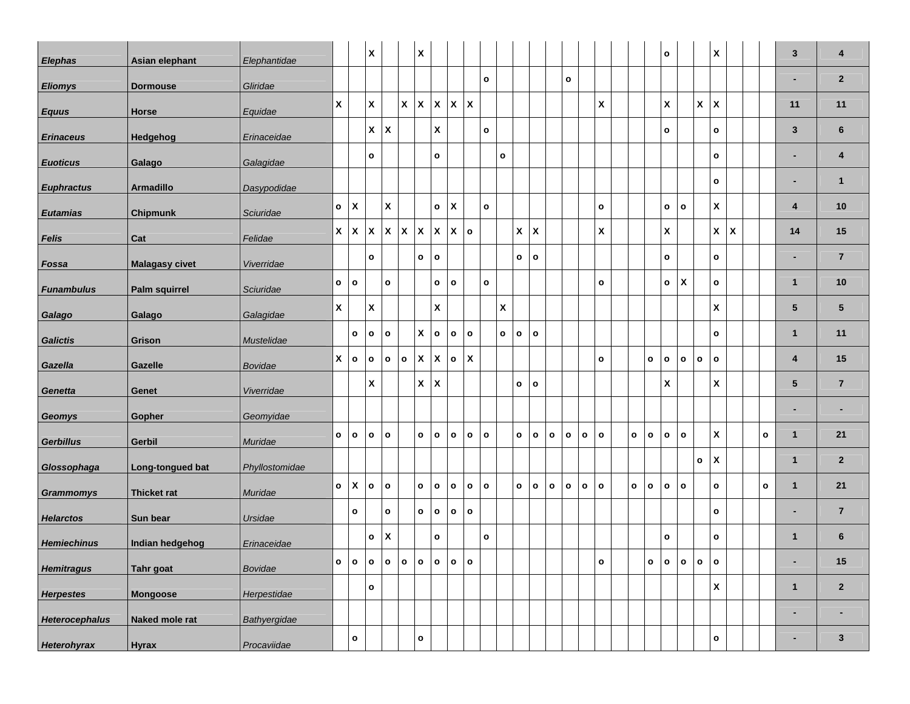| | | | | | | | | | | | | | | | | | | | | | | | | | | | | | | | | |
|---|---|---|---|---|---|---|---|---|---|---|---|---|---|---|---|---|---|---|---|---|---|---|---|---|---|---|---|---|---|---|---|
| ***Elephas*** | **Asian elephant** | *Elephantidae* | | | **X** | | | **X** | | | | | | | | | | | | | | | **o** | | | **X** | | | | **3** | **4** |
| ***Eliomys*** | **Dormouse** | *Gliridae* | | | | | | | | | | **o** | | | | | **o** | | | | | | | | | | | | | **-** | **2** |
| ***Equus*** | **Horse** | *Equidae* | **X** | | **X** | | **X** | **X** | **X** | **X** | **X** | | | | | | | | **X** | | | | **X** | | **X** | **X** | | | | **11** | **11** |
| ***Erinaceus*** | **Hedgehog** | *Erinaceidae* | | | **X** | **X** | | | **X** | | | **o** | | | | | | | | | | | **o** | | | **o** | | | | **3** | **6** |
| ***Euoticus*** | **Galago** | *Galagidae* | | | **o** | | | | **o** | | | | **o** | | | | | | | | | | | | | **o** | | | | **-** | **4** |
| ***Euphractus*** | **Armadillo** | *Dasypodidae* | | | | | | | | | | | | | | | | | | | | | | | | **o** | | | | **-** | **1** |
| ***Eutamias*** | **Chipmunk** | *Sciuridae* | **o** | **X** | | **X** | | | **o** | **X** | | **o** | | | | | | | **o** | | | | **o** | **o** | | **X** | | | | **4** | **10** |
| ***Felis*** | **Cat** | *Felidae* | **X** | **X** | **X** | **X** | **X** | **X** | **X** | **X** | **o** | | | **X** | **X** | | | | **X** | | | | **X** | | | **X** | **X** | | | **14** | **15** |
| ***Fossa*** | **Malagasy civet** | *Viverridae* | | | **o** | | | **o** | **o** | | | | | **o** | **o** | | | | | | | | **o** | | | **o** | | | | **-** | **7** |
| ***Funambulus*** | **Palm squirrel** | *Sciuridae* | **o** | **o** | | **o** | | | **o** | **o** | | **o** | | | | | | | **o** | | | | **o** | **X** | | **o** | | | | **1** | **10** |
| ***Galago*** | **Galago** | *Galagidae* | **X** | | **X** | | | | **X** | | | | **X** | | | | | | | | | | | | | **X** | | | | **5** | **5** |
| ***Galictis*** | **Grison** | *Mustelidae* | | **o** | **o** | **o** | | **X** | **o** | **o** | **o** | | **o** | **o** | **o** | | | | | | | | | | | **o** | | | | **1** | **11** |
| ***Gazella*** | **Gazelle** | *Bovidae* | **X** | **o** | **o** | **o** | **o** | **X** | **X** | **o** | **X** | | | | | | | | **o** | | | **o** | **o** | **o** | **o** | **o** | | | | **4** | **15** |
| ***Genetta*** | **Genet** | *Viverridae* | | | **X** | | | **X** | **X** | | | | | **o** | **o** | | | | | | | | **X** | | | **X** | | | | **5** | **7** |
| ***Geomys*** | **Gopher** | *Geomyidae* | | | | | | | | | | | | | | | | | | | | | | | | | | | | **-** | **-** |
| ***Gerbillus*** | **Gerbil** | *Muridae* | **o** | **o** | **o** | **o** | | **o** | **o** | **o** | **o** | **o** | | **o** | **o** | **o** | **o** | **o** | **o** | | **o** | **o** | **o** | **o** | | **X** | | | **o** | **1** | **21** |
| ***Glossophaga*** | **Long-tongued bat** | *Phyllostomidae* | | | | | | | | | | | | | | | | | | | | | | | **o** | **X** | | | | **1** | **2** |
| ***Grammomys*** | **Thicket rat** | *Muridae* | **o** | **X** | **o** | **o** | | **o** | **o** | **o** | **o** | **o** | | **o** | **o** | **o** | **o** | **o** | **o** | | **o** | **o** | **o** | **o** | | **o** | | | **o** | **1** | **21** |
| ***Helarctos*** | **Sun bear** | *Ursidae* | | **o** | | **o** | | **o** | **o** | **o** | **o** | | | | | | | | | | | | | | | **o** | | | | **-** | **7** |
| ***Hemiechinus*** | **Indian hedgehog** | *Erinaceidae* | | | **o** | **X** | | | **o** | | | **o** | | | | | | | | | | | **o** | | | **o** | | | | **1** | **6** |
| ***Hemitragus*** | **Tahr goat** | *Bovidae* | **o** | **o** | **o** | **o** | **o** | **o** | **o** | **o** | **o** | | | | | | | | **o** | | | **o** | **o** | **o** | **o** | **o** | | | | **-** | **15** |
| ***Herpestes*** | **Mongoose** | *Herpestidae* | | | **o** | | | | | | | | | | | | | | | | | | | | | **X** | | | | **1** | **2** |
| ***Heterocephalus*** | **Naked mole rat** | *Bathyergidae* | | | | | | | | | | | | | | | | | | | | | | | | | | | | **-** | **-** |
| ***Heterohyrax*** | **Hyrax** | *Procaviidae* | | **o** | | | | **o** | | | | | | | | | | | | | | | | | | **o** | | | | **-** | **3** |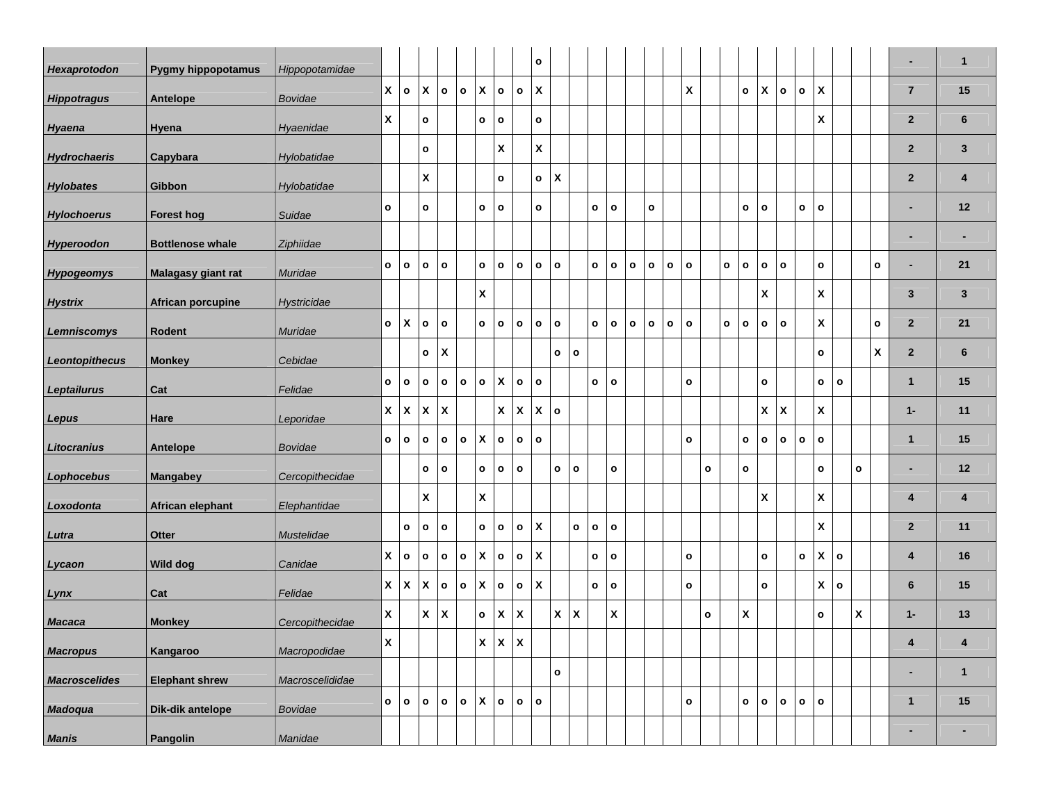| | | | | | | | | | | | | | | | | | | | | | | | | | | | | | | | |
|---|---|---|---|---|---|---|---|---|---|---|---|---|---|---|---|---|---|---|---|---|---|---|---|---|---|---|---|---|---|---|---|
| *Hexaprotodon* | Pygmy hippopotamus | *Hippopotamidae* | | | | | | | | | o | | | | | | | | | | | | | | | | | | | - | 1 |
| *Hippotragus* | Antelope | *Bovidae* | X | o | X | o | o | X | o | o | X | | | | | | | | X | | | o | X | o | o | X | | | | 7 | 15 |
| *Hyaena* | Hyena | *Hyaenidae* | X | | o | | | o | o | | o | | | | | | | | | | | | | | | X | | | | 2 | 6 |
| *Hydrochaeris* | Capybara | *Hylobatidae* | | | o | | | | X | | X | | | | | | | | | | | | | | | | | | | 2 | 3 |
| *Hylobates* | Gibbon | *Hylobatidae* | | | X | | | | o | | o | X | | | | | | | | | | | | | | | | | | 2 | 4 |
| *Hylochoerus* | Forest hog | *Suidae* | o | | o | | | o | o | | o | | | o | o | | o | | | | | o | o | | o | o | | | | - | 12 |
| *Hyperoodon* | Bottlenose whale | *Ziphiidae* | | | | | | | | | | | | | | | | | | | | | | | | | | | | - | - |
| *Hypogeomys* | Malagasy giant rat | *Muridae* | o | o | o | o | | o | o | o | o | o | | o | o | o | o | o | o | | o | o | o | o | | o | | | o | - | 21 |
| *Hystrix* | African porcupine | *Hystricidae* | | | | | | X | | | | | | | | | | | | | | | X | | | X | | | | 3 | 3 |
| *Lemniscomys* | Rodent | *Muridae* | o | X | o | o | | o | o | o | o | o | | o | o | o | o | o | o | | o | o | o | o | | X | | | o | 2 | 21 |
| *Leontopithecus* | Monkey | *Cebidae* | | | o | X | | | | | | o | o | | | | | | | | | | | | | o | | | X | 2 | 6 |
| *Leptailurus* | Cat | *Felidae* | o | o | o | o | o | o | X | o | o | | | o | o | | | | o | | | | o | | | o | o | | | 1 | 15 |
| *Lepus* | Hare | *Leporidae* | X | X | X | X | | | X | X | X | o | | | | | | | | | | | X | X | | X | | | | 1- | 11 |
| *Litocranius* | Antelope | *Bovidae* | o | o | o | o | o | X | o | o | o | | | | | | | | o | | | o | o | o | o | o | | | | 1 | 15 |
| *Lophocebus* | Mangabey | *Cercopithecidae* | | | o | o | | o | o | o | | o | o | | o | | | | | o | | o | | | | o | | o | | - | 12 |
| *Loxodonta* | African elephant | *Elephantidae* | | | X | | | X | | | | | | | | | | | | | | | X | | | X | | | | 4 | 4 |
| *Lutra* | Otter | *Mustelidae* | | o | o | o | | o | o | o | X | | o | o | o | | | | | | | | | | | X | | | | 2 | 11 |
| *Lycaon* | Wild dog | *Canidae* | X | o | o | o | o | X | o | o | X | | | o | o | | | | o | | | | o | | o | X | o | | | 4 | 16 |
| *Lynx* | Cat | *Felidae* | X | X | X | o | o | X | o | o | X | | | o | o | | | | o | | | | o | | | X | o | | | 6 | 15 |
| *Macaca* | Monkey | *Cercopithecidae* | X | | X | X | | o | X | X | | X | X | | X | | | | | o | | X | | | | o | | X | | 1- | 13 |
| *Macropus* | Kangaroo | *Macropodidae* | X | | | | | X | X | X | | | | | | | | | | | | | | | | | | | | 4 | 4 |
| *Macroscelides* | Elephant shrew | *Macroscelididae* | | | | | | | | | | o | | | | | | | | | | | | | | | | | | - | 1 |
| *Madoqua* | Dik-dik antelope | *Bovidae* | o | o | o | o | o | X | o | o | o | | | | | | | | o | | | o | o | o | o | o | | | | 1 | 15 |
| *Manis* | Pangolin | *Manidae* | | | | | | | | | | | | | | | | | | | | | | | | | | | | - | - |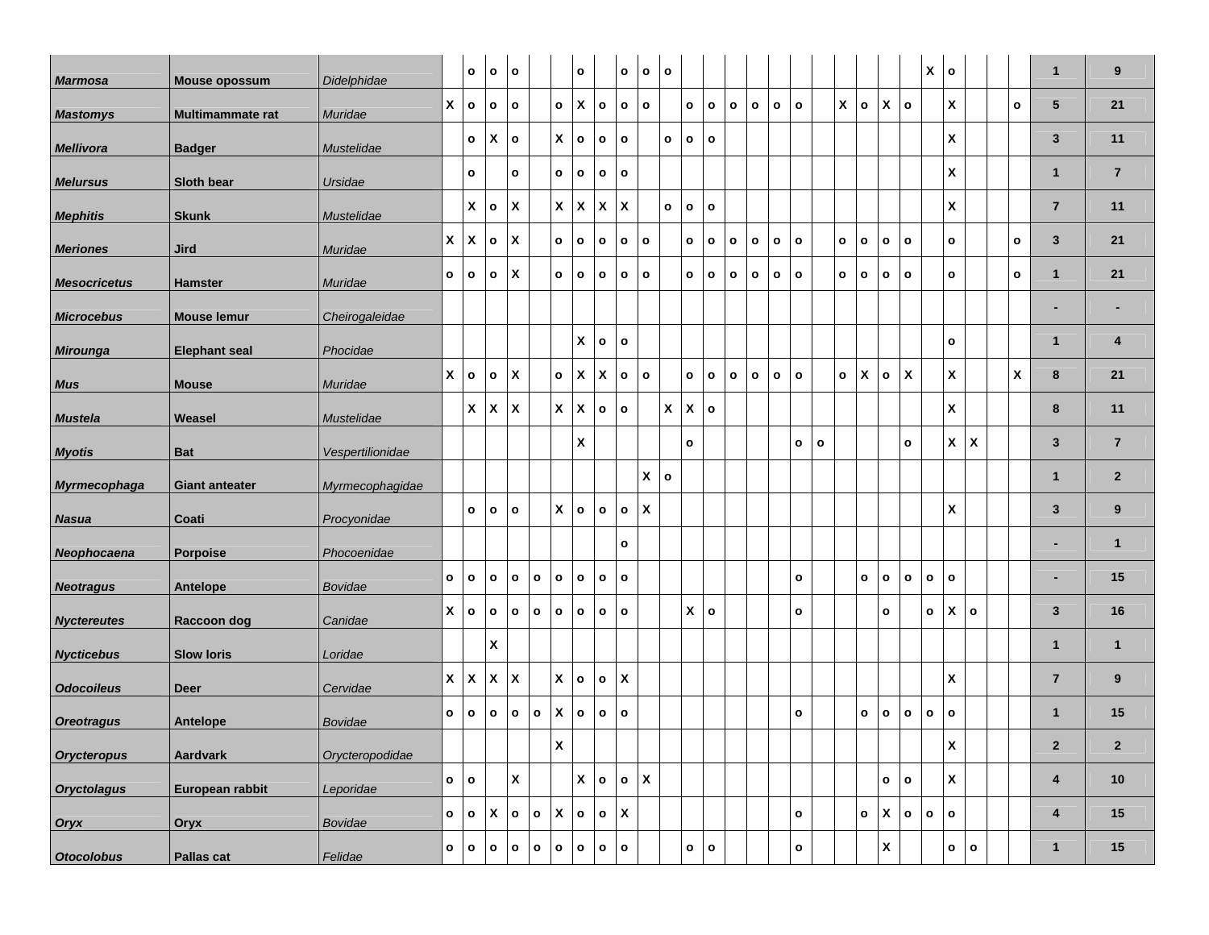| | | | | | | | | | | | | | | | | | | | | | | | | | | | | | | | |
|---|---|---|---|---|---|---|---|---|---|---|---|---|---|---|---|---|---|---|---|---|---|---|---|---|---|---|---|---|---|---|---|
| ***Marmosa*** | **Mouse opossum** | *Didelphidae* | | o | o | o | | | o | | o | o | o | | | | | | | | | | | | X | o | | | | **1** | **9** |
| ***Mastomys*** | **Multimammate rat** | *Muridae* | X | o | o | o | | o | X | o | o | o | | o | o | o | o | o | o | | X | o | X | o | | X | | | o | **5** | **21** |
| ***Mellivora*** | **Badger** | *Mustelidae* | | o | X | o | | X | o | o | o | | o | o | o | | | | | | | | | | | X | | | | **3** | **11** |
| ***Melursus*** | **Sloth bear** | *Ursidae* | | o | | o | | o | o | o | o | | | | | | | | | | | | | | | X | | | | **1** | **7** |
| ***Mephitis*** | **Skunk** | *Mustelidae* | | X | o | X | | X | X | X | X | | o | o | o | | | | | | | | | | | X | | | | **7** | **11** |
| ***Meriones*** | **Jird** | *Muridae* | X | X | o | X | | o | o | o | o | o | | o | o | o | o | o | o | | o | o | o | o | | o | | | o | **3** | **21** |
| ***Mesocricetus*** | **Hamster** | *Muridae* | o | o | o | X | | o | o | o | o | o | | o | o | o | o | o | o | | o | o | o | o | | o | | | o | **1** | **21** |
| ***Microcebus*** | **Mouse lemur** | *Cheirogaleidae* | | | | | | | | | | | | | | | | | | | | | | | | | | | | **-** | **-** |
| ***Mirounga*** | **Elephant seal** | *Phocidae* | | | | | | | X | o | o | | | | | | | | | | | | | | | o | | | | **1** | **4** |
| ***Mus*** | **Mouse** | *Muridae* | X | o | o | X | | o | X | X | o | o | | o | o | o | o | o | o | | o | X | o | X | | X | | | X | **8** | **21** |
| ***Mustela*** | **Weasel** | *Mustelidae* | | X | X | X | | X | X | o | o | | X | X | o | | | | | | | | | | | X | | | | **8** | **11** |
| ***Myotis*** | **Bat** | *Vespertilionidae* | | | | | | | X | | | | | o | | | | | o | o | | | | o | | X | X | | | **3** | **7** |
| ***Myrmecophaga*** | **Giant anteater** | *Myrmecophagidae* | | | | | | | | | | X | o | | | | | | | | | | | | | | | | | **1** | **2** |
| ***Nasua*** | **Coati** | *Procyonidae* | | o | o | o | | X | o | o | o | X | | | | | | | | | | | | | | X | | | | **3** | **9** |
| ***Neophocaena*** | **Porpoise** | *Phocoenidae* | | | | | | | | | o | | | | | | | | | | | | | | | | | | | **-** | **1** |
| ***Neotragus*** | **Antelope** | *Bovidae* | o | o | o | o | o | o | o | o | o | | | | | | | | o | | | o | o | o | o | o | | | | **-** | **15** |
| ***Nyctereutes*** | **Raccoon dog** | *Canidae* | X | o | o | o | o | o | o | o | o | | | X | o | | | | o | | | | o | | o | X | o | | | **3** | **16** |
| ***Nycticebus*** | **Slow loris** | *Loridae* | | | X | | | | | | | | | | | | | | | | | | | | | | | | | **1** | **1** |
| ***Odocoileus*** | **Deer** | *Cervidae* | X | X | X | X | | X | o | o | X | | | | | | | | | | | | | | | X | | | | **7** | **9** |
| ***Oreotragus*** | **Antelope** | *Bovidae* | o | o | o | o | o | X | o | o | o | | | | | | | | o | | | o | o | o | o | o | | | | **1** | **15** |
| ***Orycteropus*** | **Aardvark** | *Orycteropodidae* | | | | | | X | | | | | | | | | | | | | | | | | | X | | | | **2** | **2** |
| ***Oryctolagus*** | **European rabbit** | *Leporidae* | o | o | | X | | | X | o | o | X | | | | | | | | | | | o | o | | X | | | | **4** | **10** |
| ***Oryx*** | **Oryx** | *Bovidae* | o | o | X | o | o | X | o | o | X | | | | | | | | o | | | o | X | o | o | o | | | | **4** | **15** |
| ***Otocolobus*** | **Pallas cat** | *Felidae* | o | o | o | o | o | o | o | o | o | | | o | o | | | | o | | | | X | | | o | o | | | **1** | **15** |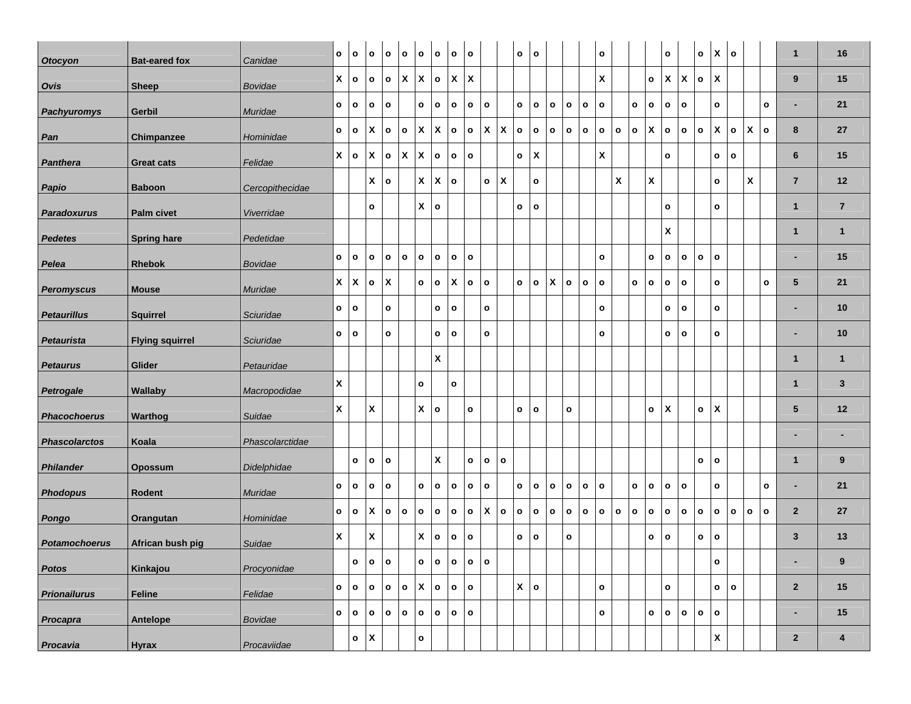| | | | | | | | | | | | | | | | | | | | | | | | | | | | | | | | | |
|---|---|---|---|---|---|---|---|---|---|---|---|---|---|---|---|---|---|---|---|---|---|---|---|---|---|---|---|---|---|---|---|---|
| *Otocyon* | Bat-eared fox | *Canidae* | o | o | o | o | o | o | o | o | o | | | o | o | | | | o | | | | o | | o | X | o | | | 1 | 16 |
| *Ovis* | Sheep | *Bovidae* | X | o | o | o | X | X | o | X | X | | | | | | | | X | | | o | X | X | o | X | | | | 9 | 15 |
| *Pachyuromys* | Gerbil | *Muridae* | o | o | o | o | | o | o | o | o | o | | o | o | o | o | o | o | | o | o | o | o | | o | | | o | - | 21 |
| *Pan* | Chimpanzee | *Hominidae* | o | o | X | o | o | X | X | o | o | X | X | o | o | o | o | o | o | o | o | X | o | o | o | X | o | X | o | 8 | 27 |
| *Panthera* | Great cats | *Felidae* | X | o | X | o | X | X | o | o | o | | | o | X | | | | X | | | | o | | | o | o | | | 6 | 15 |
| *Papio* | Baboon | *Cercopithecidae* | | | X | o | | X | X | o | | o | X | | o | | | | | X | | X | | | | o | | X | | 7 | 12 |
| *Paradoxurus* | Palm civet | *Viverridae* | | | o | | | X | o | | | | | o | o | | | | | | | | o | | | o | | | | 1 | 7 |
| *Pedetes* | Spring hare | *Pedetidae* | | | | | | | | | | | | | | | | | | | | | X | | | | | | | 1 | 1 |
| *Pelea* | Rhebok | *Bovidae* | o | o | o | o | o | o | o | o | o | | | | | | | | o | | | o | o | o | o | o | | | | - | 15 |
| *Peromyscus* | Mouse | *Muridae* | X | X | o | X | | o | o | X | o | o | | o | o | X | o | o | o | | o | o | o | o | | o | | | o | 5 | 21 |
| *Petaurillus* | Squirrel | *Sciuridae* | o | o | | o | | | o | o | | o | | | | | | | o | | | | o | o | | o | | | | - | 10 |
| *Petaurista* | Flying squirrel | *Sciuridae* | o | o | | o | | | o | o | | o | | | | | | | o | | | | o | o | | o | | | | - | 10 |
| *Petaurus* | Glider | *Petauridae* | | | | | | | X | | | | | | | | | | | | | | | | | | | | | 1 | 1 |
| *Petrogale* | Wallaby | *Macropodidae* | X | | | | | o | | o | | | | | | | | | | | | | | | | | | | | 1 | 3 |
| *Phacochoerus* | Warthog | *Suidae* | X | | X | | | X | o | | o | | | o | o | | o | | | | | o | X | | o | X | | | | 5 | 12 |
| *Phascolarctos* | Koala | *Phascolarctidae* | | | | | | | | | | | | | | | | | | | | | | | | | | | | - | - |
| *Philander* | Opossum | *Didelphidae* | | o | o | o | | | X | | o | o | o | | | | | | | | | | | | o | o | | | | 1 | 9 |
| *Phodopus* | Rodent | *Muridae* | o | o | o | o | | o | o | o | o | o | | o | o | o | o | o | o | | o | o | o | o | | o | | | o | - | 21 |
| *Pongo* | Orangutan | *Hominidae* | o | o | X | o | o | o | o | o | o | o | X | o | o | o | o | o | o | o | o | o | o | o | o | o | o | o | o | 2 | 27 |
| *Potamochoerus* | African bush pig | *Suidae* | X | | X | | | X | o | o | o | | | o | o | | o | | | | | o | o | | o | o | | | | 3 | 13 |
| *Potos* | Kinkajou | *Procyonidae* | | o | o | o | | o | o | o | o | o | | | | | | | | | | | | | | o | | | | - | 9 |
| *Prionailurus* | Feline | *Felidae* | o | o | o | o | o | X | o | o | o | | | X | o | | | | o | | | | o | | | o | o | | | 2 | 15 |
| *Procapra* | Antelope | *Bovidae* | o | o | o | o | o | o | o | o | o | | | | | | | | o | | | o | o | o | o | o | | | | - | 15 |
| *Procavia* | Hyrax | *Procaviidae* | | o | X | | | o | | | | | | | | | | | | | | | | | | X | | | | 2 | 4 |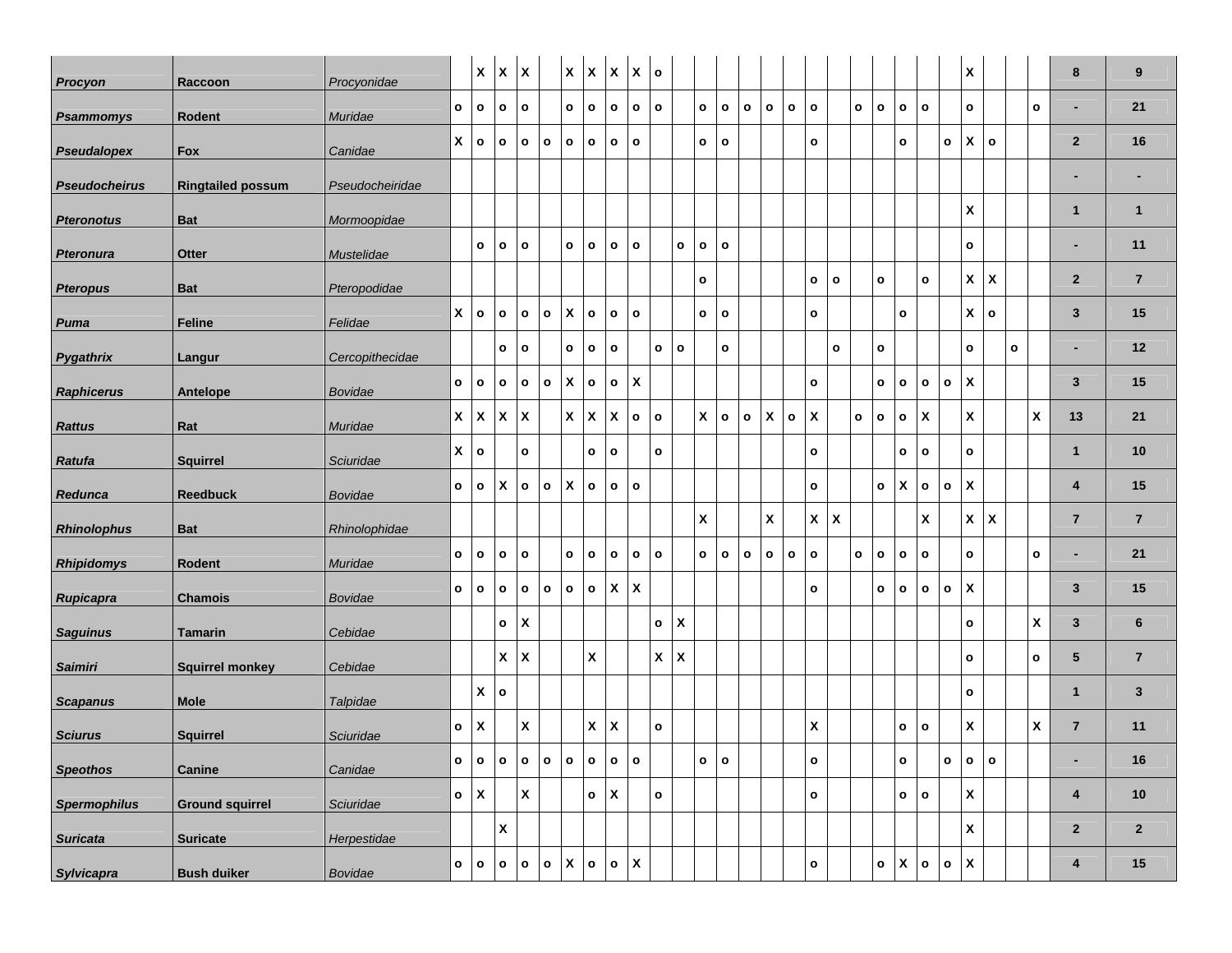| | | | | | | | | | | | | | | | | | | | | | | | | | | | | | | | |
|---|---|---|---|---|---|---|---|---|---|---|---|---|---|---|---|---|---|---|---|---|---|---|---|---|---|---|---|---|---|---|---|
| *Procyon* | Raccoon | *Procyonidae* | | X | X | X | | X | X | X | X | o | | | | | | | | | | | | | | | X | | | | 8 | 9 |
| *Psammomys* | Rodent | *Muridae* | o | o | o | o | | o | o | o | o | o | | o | o | o | o | o | o | | o | o | o | o | | o | | | o | - | 21 |
| *Pseudalopex* | Fox | *Canidae* | X | o | o | o | o | o | o | o | o | | | o | o | | | | o | | | | o | | o | X | o | | | 2 | 16 |
| *Pseudocheirus* | Ringtailed possum | *Pseudocheiridae* | | | | | | | | | | | | | | | | | | | | | | | | | | | | - | - |
| *Pteronotus* | Bat | *Mormoopidae* | | | | | | | | | | | | | | | | | | | | | | | | X | | | | 1 | 1 |
| *Pteronura* | Otter | *Mustelidae* | | o | o | o | | o | o | o | o | | o | o | o | | | | | | | | | | | o | | | | - | 11 |
| *Pteropus* | Bat | *Pteropodidae* | | | | | | | | | | | | o | | | | | o | o | | o | | o | | X | X | | | 2 | 7 |
| *Puma* | Feline | *Felidae* | X | o | o | o | o | X | o | o | o | | | o | o | | | | o | | | | o | | | X | o | | | 3 | 15 |
| *Pygathrix* | Langur | *Cercopithecidae* | | | o | o | | o | o | o | | o | o | | o | | | | | o | | o | | | | o | | o | | - | 12 |
| *Raphicerus* | Antelope | *Bovidae* | o | o | o | o | o | X | o | o | X | | | | | | | | o | | | o | o | o | o | X | | | | 3 | 15 |
| *Rattus* | Rat | *Muridae* | X | X | X | X | | X | X | X | o | o | | X | o | o | X | o | X | | o | o | o | X | | X | | | X | 13 | 21 |
| *Ratufa* | Squirrel | *Sciuridae* | X | o | | o | | | o | o | | o | | | | | | | o | | | | o | o | | o | | | | 1 | 10 |
| *Redunca* | Reedbuck | *Bovidae* | o | o | X | o | o | X | o | o | o | | | | | | | | o | | | o | X | o | o | X | | | | 4 | 15 |
| *Rhinolophus* | Bat | *Rhinolophidae* | | | | | | | | | | | | X | | | X | | X | X | | | | X | | X | X | | | 7 | 7 |
| *Rhipidomys* | Rodent | *Muridae* | o | o | o | o | | o | o | o | o | o | | o | o | o | o | o | o | | o | o | o | o | | o | | | o | - | 21 |
| *Rupicapra* | Chamois | *Bovidae* | o | o | o | o | o | o | o | X | X | | | | | | | | o | | | o | o | o | o | X | | | | 3 | 15 |
| *Saguinus* | Tamarin | *Cebidae* | | | o | X | | | | | | o | X | | | | | | | | | | | | | o | | | X | 3 | 6 |
| *Saimiri* | Squirrel monkey | *Cebidae* | | | X | X | | | X | | | X | X | | | | | | | | | | | | | o | | | o | 5 | 7 |
| *Scapanus* | Mole | *Talpidae* | | X | o | | | | | | | | | | | | | | | | | | | | | o | | | | 1 | 3 |
| *Sciurus* | Squirrel | *Sciuridae* | o | X | | X | | | X | X | | o | | | | | | | X | | | | o | o | | X | | | X | 7 | 11 |
| *Speothos* | Canine | *Canidae* | o | o | o | o | o | o | o | o | o | | | o | o | | | | o | | | | o | | o | o | o | | | - | 16 |
| *Spermophilus* | Ground squirrel | *Sciuridae* | o | X | | X | | | o | X | | o | | | | | | | o | | | | o | o | | X | | | | 4 | 10 |
| *Suricata* | Suricate | *Herpestidae* | | | X | | | | | | | | | | | | | | | | | | | | | X | | | | 2 | 2 |
| *Sylvicapra* | Bush duiker | *Bovidae* | o | o | o | o | o | X | o | o | X | | | | | | | | o | | | o | X | o | o | X | | | | 4 | 15 |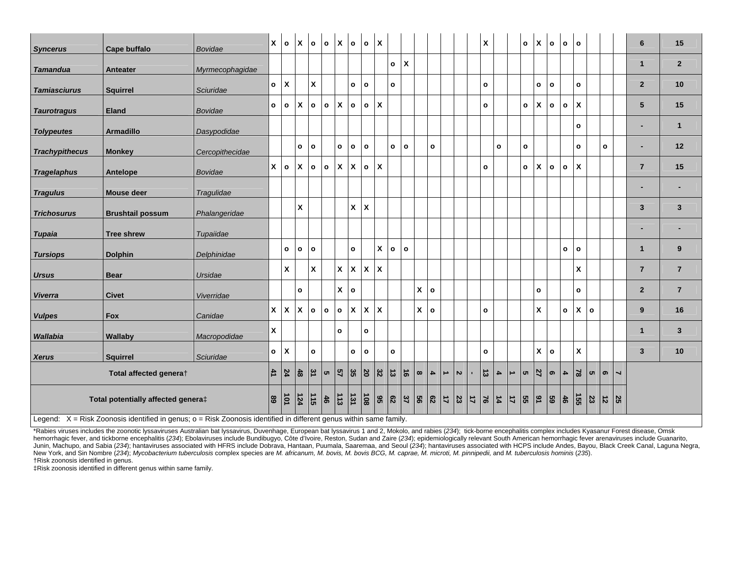| | | | | | | | | | | | | | | | | | | | | | | | | | | | | | | | | |
|---|---|---|---|---|---|---|---|---|---|---|---|---|---|---|---|---|---|---|---|---|---|---|---|---|---|---|---|---|---|---|---|
| ***Syncerus*** | **Cape buffalo** | *Bovidae* | X | o | X | o | o | X | o | o | X | | | | | | | | X | | | o | X | o | o | o | | | | **6** | **15** |
| ***Tamandua*** | **Anteater** | *Myrmecophagidae* | | | | | | | | | | o | X | | | | | | | | | | | | | | | | | **1** | **2** |
| ***Tamiasciurus*** | **Squirrel** | *Sciuridae* | o | X | | X | | | o | o | | o | | | | | | | o | | | | o | o | | o | | | | **2** | **10** |
| ***Taurotragus*** | **Eland** | *Bovidae* | o | o | X | o | o | X | o | o | X | | | | | | | | o | | | o | X | o | o | X | | | | **5** | **15** |
| ***Tolypeutes*** | **Armadillo** | *Dasypodidae* | | | | | | | | | | | | | | | | | | | | | | | | o | | | | **-** | **1** |
| ***Trachypithecus*** | **Monkey** | *Cercopithecidae* | | | o | o | | o | o | o | | o | o | | o | | | | | o | | o | | | | o | | o | | **-** | **12** |
| ***Tragelaphus*** | **Antelope** | *Bovidae* | X | o | X | o | o | X | X | o | X | | | | | | | | o | | | o | X | o | o | X | | | | **7** | **15** |
| ***Tragulus*** | **Mouse deer** | *Tragulidae* | | | | | | | | | | | | | | | | | | | | | | | | | | | | **-** | **-** |
| ***Trichosurus*** | **Brushtail possum** | *Phalangeridae* | | | X | | | | X | X | | | | | | | | | | | | | | | | | | | | **3** | **3** |
| ***Tupaia*** | **Tree shrew** | *Tupaiidae* | | | | | | | | | | | | | | | | | | | | | | | | | | | | **-** | **-** |
| ***Tursiops*** | **Dolphin** | *Delphinidae* | | o | o | o | | | o | | X | o | o | | | | | | | | | | | | o | o | | | | **1** | **9** |
| ***Ursus*** | **Bear** | *Ursidae* | | X | | X | | X | X | X | X | | | | | | | | | | | | | | | X | | | | **7** | **7** |
| ***Viverra*** | **Civet** | *Viverridae* | | | o | | | X | o | | | | | X | o | | | | | | | | o | | | o | | | | **2** | **7** |
| ***Vulpes*** | **Fox** | *Canidae* | X | X | X | o | o | o | X | X | X | | | X | o | | | | o | | | | X | | o | X | o | | | **9** | **16** |
| ***Wallabia*** | **Wallaby** | *Macropodidae* | X | | | | | o | | o | | | | | | | | | | | | | | | | | | | | **1** | **3** |
| ***Xerus*** | **Squirrel** | *Sciuridae* | o | X | | o | | | o | o | | o | | | | | | | o | | | | X | o | | X | | | | **3** | **10** |
| **Total affected genera†** | | | **41** | **24** | **48** | **31** | **5** | **57** | **35** | **20** | **32** | **13** | **16** | **8** | **4** | **1** | **2** | **-** | **13** | **4** | **1** | **5** | **27** | **9** | **4** | **78** | **5** | **9** | **7** | | |
| **Total potentially affected genera‡** | | | **89** | **101** | **124** | **115** | **46** | **113** | **131** | **108** | **95** | **62** | **37** | **56** | **62** | **17** | **23** | **17** | **76** | **14** | **17** | **55** | **91** | **59** | **46** | **155** | **23** | **12** | **25** | | |

Legend: X = Risk Zoonosis identified in genus; o = Risk Zoonosis identified in different genus within same family.

*Rabies viruses includes the zoonotic lyssaviruses Australian bat lyssavirus, Duvenhage, European bat lyssavirus 1 and 2, Mokolo, and rabies (*234*); tick-borne encephalitis complex includes Kyasanur Forest disease, Omsk hemorrhagic fever, and tickborne encephalitis (*234*); Ebolaviruses include Bundibugyo, Côte d'Ivoire, Reston, Sudan and Zaire (*234*); epidemiologically relevant South American hemorrhagic fever arenaviruses include Guanarito, Junin, Machupo, and Sabia (*234*); hantaviruses associated with HFRS include Dobrava, Hantaan, Puumala, Saaremaa, and Seoul (*234*); hantaviruses associated with HCPS include Andes, Bayou, Black Creek Canal, Laguna Negra, New York, and Sin Nombre (*234*); *Mycobacterium tuberculosis* complex species are *M. africanum, M. bovis, M. bovis BCG, M. caprae, M. microti, M. pinnipedii,* and *M. tuberculosis hominis* (*235*).
†Risk zoonosis identified in genus.
‡Risk zoonosis identified in different genus within same family.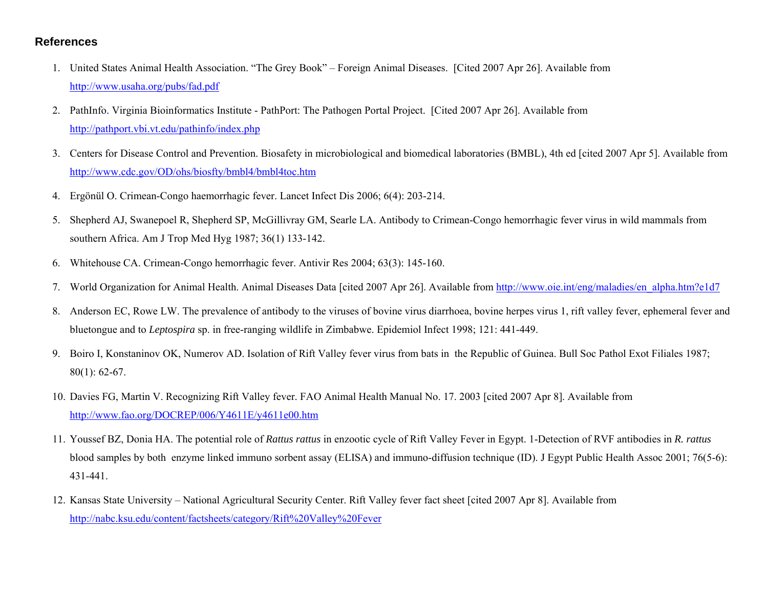## References

1. United States Animal Health Association. "The Grey Book" – Foreign Animal Diseases. [Cited 2007 Apr 26]. Available from http://www.usaha.org/pubs/fad.pdf
2. PathInfo. Virginia Bioinformatics Institute - PathPort: The Pathogen Portal Project. [Cited 2007 Apr 26]. Available from http://pathport.vbi.vt.edu/pathinfo/index.php
3. Centers for Disease Control and Prevention. Biosafety in microbiological and biomedical laboratories (BMBL), 4th ed [cited 2007 Apr 5]. Available from http://www.cdc.gov/OD/ohs/biosfty/bmbl4/bmbl4toc.htm
4. Ergönül O. Crimean-Congo haemorrhagic fever. Lancet Infect Dis 2006; 6(4): 203-214.
5. Shepherd AJ, Swanepoel R, Shepherd SP, McGillivray GM, Searle LA. Antibody to Crimean-Congo hemorrhagic fever virus in wild mammals from southern Africa. Am J Trop Med Hyg 1987; 36(1) 133-142.
6. Whitehouse CA. Crimean-Congo hemorrhagic fever. Antivir Res 2004; 63(3): 145-160.
7. World Organization for Animal Health. Animal Diseases Data [cited 2007 Apr 26]. Available from http://www.oie.int/eng/maladies/en_alpha.htm?e1d7
8. Anderson EC, Rowe LW. The prevalence of antibody to the viruses of bovine virus diarrhoea, bovine herpes virus 1, rift valley fever, ephemeral fever and bluetongue and to *Leptospira* sp. in free-ranging wildlife in Zimbabwe. Epidemiol Infect 1998; 121: 441-449.
9. Boiro I, Konstaninov OK, Numerov AD. Isolation of Rift Valley fever virus from bats in the Republic of Guinea. Bull Soc Pathol Exot Filiales 1987; 80(1): 62-67.
10. Davies FG, Martin V. Recognizing Rift Valley fever. FAO Animal Health Manual No. 17. 2003 [cited 2007 Apr 8]. Available from http://www.fao.org/DOCREP/006/Y4611E/y4611e00.htm
11. Youssef BZ, Donia HA. The potential role of *Rattus rattus* in enzootic cycle of Rift Valley Fever in Egypt. 1-Detection of RVF antibodies in *R. rattus* blood samples by both enzyme linked immuno sorbent assay (ELISA) and immuno-diffusion technique (ID). J Egypt Public Health Assoc 2001; 76(5-6): 431-441.
12. Kansas State University – National Agricultural Security Center. Rift Valley fever fact sheet [cited 2007 Apr 8]. Available from http://nabc.ksu.edu/content/factsheets/category/Rift%20Valley%20Fever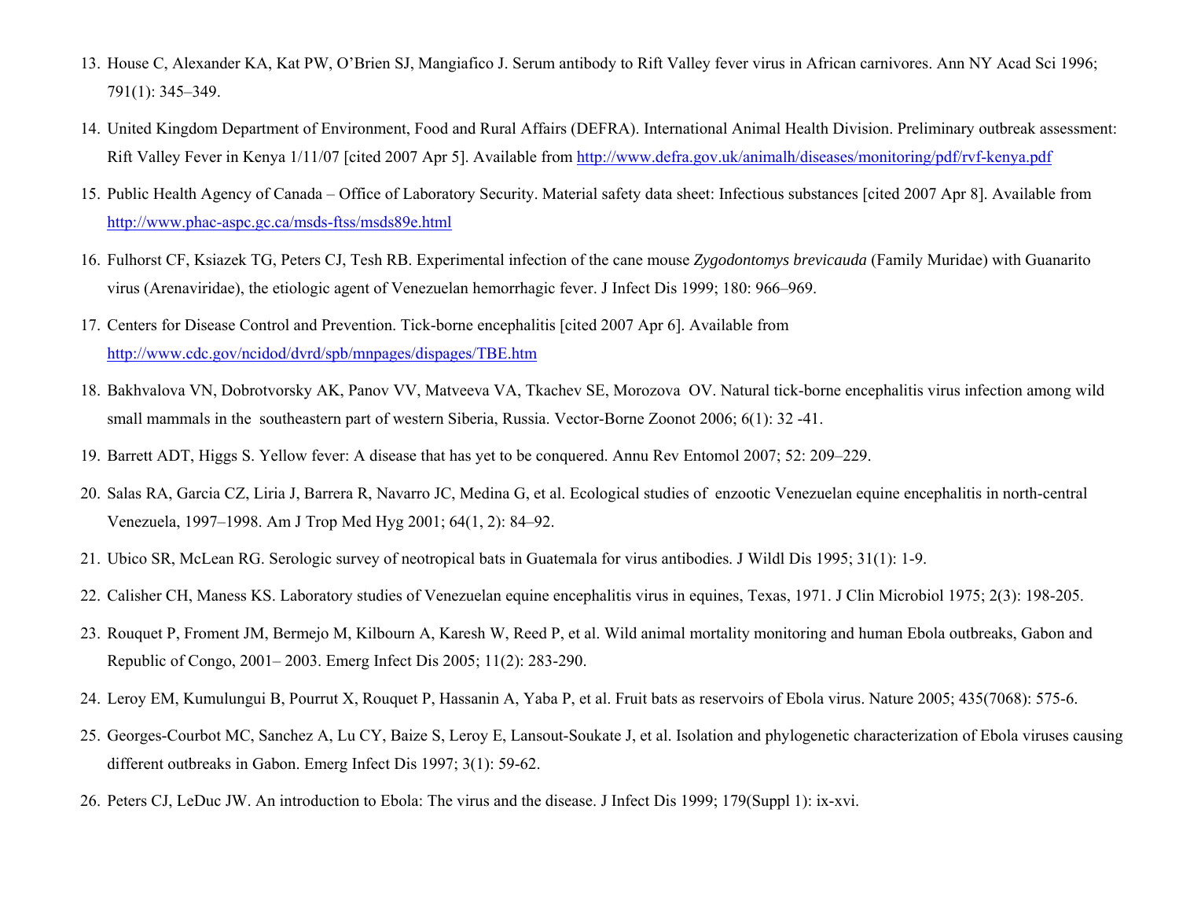13. House C, Alexander KA, Kat PW, O'Brien SJ, Mangiafico J. Serum antibody to Rift Valley fever virus in African carnivores. Ann NY Acad Sci 1996; 791(1): 345–349.

14. United Kingdom Department of Environment, Food and Rural Affairs (DEFRA). International Animal Health Division. Preliminary outbreak assessment: Rift Valley Fever in Kenya 1/11/07 [cited 2007 Apr 5]. Available from http://www.defra.gov.uk/animalh/diseases/monitoring/pdf/rvf-kenya.pdf

15. Public Health Agency of Canada – Office of Laboratory Security. Material safety data sheet: Infectious substances [cited 2007 Apr 8]. Available from http://www.phac-aspc.gc.ca/msds-ftss/msds89e.html

16. Fulhorst CF, Ksiazek TG, Peters CJ, Tesh RB. Experimental infection of the cane mouse *Zygodontomys brevicauda* (Family Muridae) with Guanarito virus (Arenaviridae), the etiologic agent of Venezuelan hemorrhagic fever. J Infect Dis 1999; 180: 966–969.

17. Centers for Disease Control and Prevention. Tick-borne encephalitis [cited 2007 Apr 6]. Available from http://www.cdc.gov/ncidod/dvrd/spb/mnpages/dispages/TBE.htm

18. Bakhvalova VN, Dobrotvorsky AK, Panov VV, Matveeva VA, Tkachev SE, Morozova OV. Natural tick-borne encephalitis virus infection among wild small mammals in the southeastern part of western Siberia, Russia. Vector-Borne Zoonot 2006; 6(1): 32 -41.

19. Barrett ADT, Higgs S. Yellow fever: A disease that has yet to be conquered. Annu Rev Entomol 2007; 52: 209–229.

20. Salas RA, Garcia CZ, Liria J, Barrera R, Navarro JC, Medina G, et al. Ecological studies of enzootic Venezuelan equine encephalitis in north-central Venezuela, 1997–1998. Am J Trop Med Hyg 2001; 64(1, 2): 84–92.

21. Ubico SR, McLean RG. Serologic survey of neotropical bats in Guatemala for virus antibodies. J Wildl Dis 1995; 31(1): 1-9.

22. Calisher CH, Maness KS. Laboratory studies of Venezuelan equine encephalitis virus in equines, Texas, 1971. J Clin Microbiol 1975; 2(3): 198-205.

23. Rouquet P, Froment JM, Bermejo M, Kilbourn A, Karesh W, Reed P, et al. Wild animal mortality monitoring and human Ebola outbreaks, Gabon and Republic of Congo, 2001– 2003. Emerg Infect Dis 2005; 11(2): 283-290.

24. Leroy EM, Kumulungui B, Pourrut X, Rouquet P, Hassanin A, Yaba P, et al. Fruit bats as reservoirs of Ebola virus. Nature 2005; 435(7068): 575-6.

25. Georges-Courbot MC, Sanchez A, Lu CY, Baize S, Leroy E, Lansout-Soukate J, et al. Isolation and phylogenetic characterization of Ebola viruses causing different outbreaks in Gabon. Emerg Infect Dis 1997; 3(1): 59-62.

26. Peters CJ, LeDuc JW. An introduction to Ebola: The virus and the disease. J Infect Dis 1999; 179(Suppl 1): ix-xvi.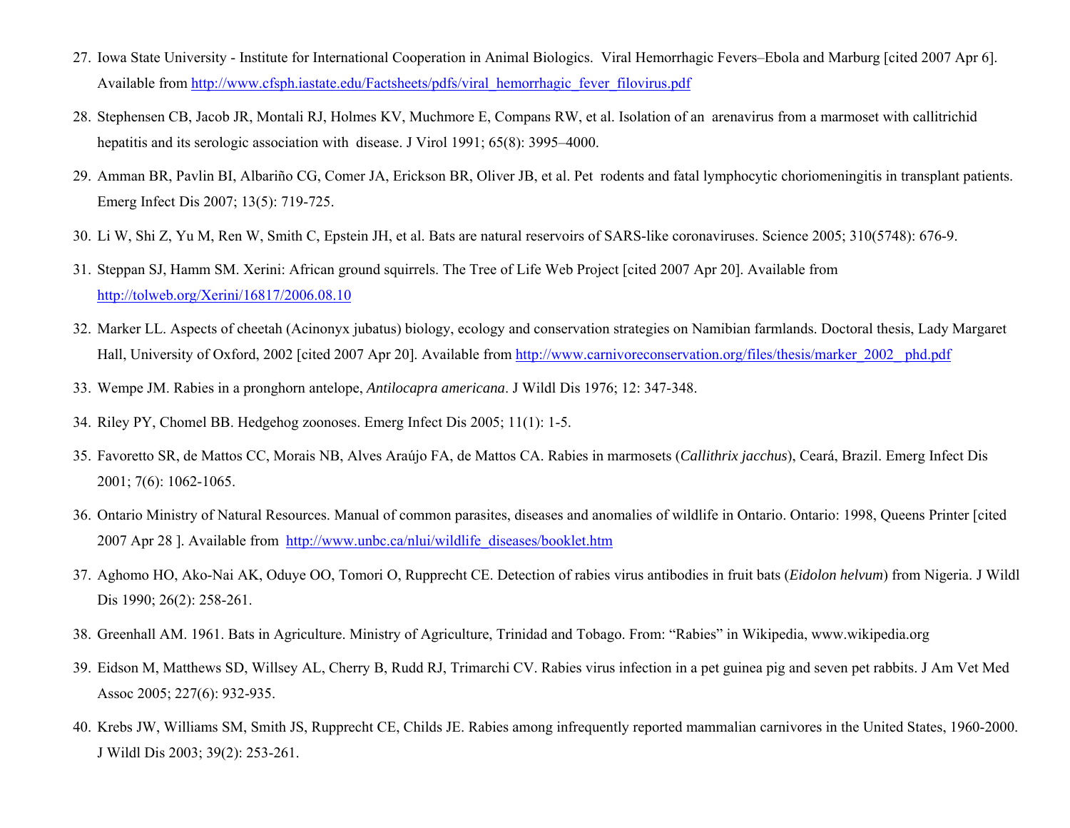27. Iowa State University - Institute for International Cooperation in Animal Biologics. Viral Hemorrhagic Fevers–Ebola and Marburg [cited 2007 Apr 6]. Available from http://www.cfsph.iastate.edu/Factsheets/pdfs/viral_hemorrhagic_fever_filovirus.pdf

28. Stephensen CB, Jacob JR, Montali RJ, Holmes KV, Muchmore E, Compans RW, et al. Isolation of an arenavirus from a marmoset with callitrichid hepatitis and its serologic association with disease. J Virol 1991; 65(8): 3995–4000.

29. Amman BR, Pavlin BI, Albariño CG, Comer JA, Erickson BR, Oliver JB, et al. Pet rodents and fatal lymphocytic choriomeningitis in transplant patients. Emerg Infect Dis 2007; 13(5): 719-725.

30. Li W, Shi Z, Yu M, Ren W, Smith C, Epstein JH, et al. Bats are natural reservoirs of SARS-like coronaviruses. Science 2005; 310(5748): 676-9.

31. Steppan SJ, Hamm SM. Xerini: African ground squirrels. The Tree of Life Web Project [cited 2007 Apr 20]. Available from http://tolweb.org/Xerini/16817/2006.08.10

32. Marker LL. Aspects of cheetah (Acinonyx jubatus) biology, ecology and conservation strategies on Namibian farmlands. Doctoral thesis, Lady Margaret Hall, University of Oxford, 2002 [cited 2007 Apr 20]. Available from http://www.carnivoreconservation.org/files/thesis/marker_2002_ phd.pdf

33. Wempe JM. Rabies in a pronghorn antelope, *Antilocapra americana*. J Wildl Dis 1976; 12: 347-348.

34. Riley PY, Chomel BB. Hedgehog zoonoses. Emerg Infect Dis 2005; 11(1): 1-5.

35. Favoretto SR, de Mattos CC, Morais NB, Alves Araújo FA, de Mattos CA. Rabies in marmosets (*Callithrix jacchus*), Ceará, Brazil. Emerg Infect Dis 2001; 7(6): 1062-1065.

36. Ontario Ministry of Natural Resources. Manual of common parasites, diseases and anomalies of wildlife in Ontario. Ontario: 1998, Queens Printer [cited 2007 Apr 28 ]. Available from http://www.unbc.ca/nlui/wildlife_diseases/booklet.htm

37. Aghomo HO, Ako-Nai AK, Oduye OO, Tomori O, Rupprecht CE. Detection of rabies virus antibodies in fruit bats (*Eidolon helvum*) from Nigeria. J Wildl Dis 1990; 26(2): 258-261.

38. Greenhall AM. 1961. Bats in Agriculture. Ministry of Agriculture, Trinidad and Tobago. From: "Rabies" in Wikipedia, www.wikipedia.org

39. Eidson M, Matthews SD, Willsey AL, Cherry B, Rudd RJ, Trimarchi CV. Rabies virus infection in a pet guinea pig and seven pet rabbits. J Am Vet Med Assoc 2005; 227(6): 932-935.

40. Krebs JW, Williams SM, Smith JS, Rupprecht CE, Childs JE. Rabies among infrequently reported mammalian carnivores in the United States, 1960-2000. J Wildl Dis 2003; 39(2): 253-261.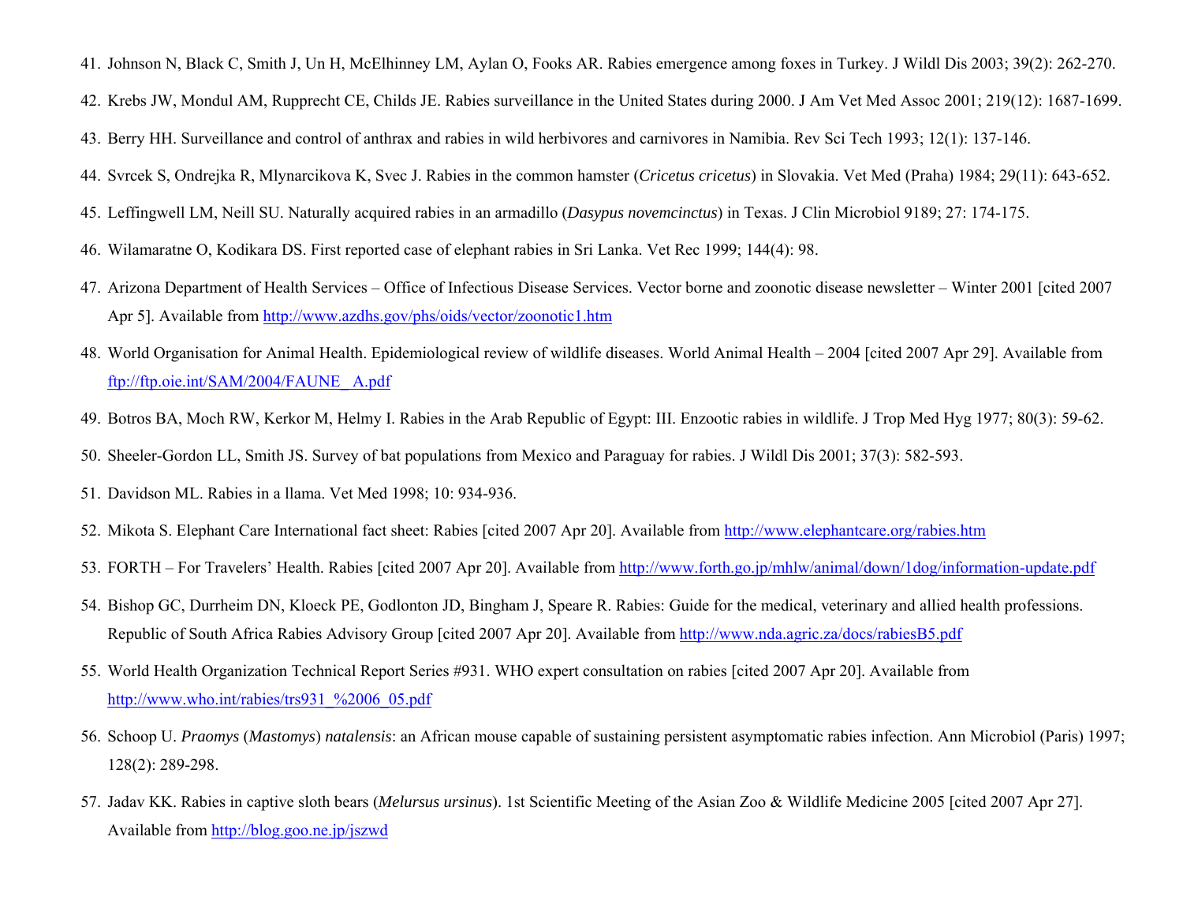41. Johnson N, Black C, Smith J, Un H, McElhinney LM, Aylan O, Fooks AR. Rabies emergence among foxes in Turkey. J Wildl Dis 2003; 39(2): 262-270.
42. Krebs JW, Mondul AM, Rupprecht CE, Childs JE. Rabies surveillance in the United States during 2000. J Am Vet Med Assoc 2001; 219(12): 1687-1699.
43. Berry HH. Surveillance and control of anthrax and rabies in wild herbivores and carnivores in Namibia. Rev Sci Tech 1993; 12(1): 137-146.
44. Svrcek S, Ondrejka R, Mlynarcikova K, Svec J. Rabies in the common hamster (*Cricetus cricetus*) in Slovakia. Vet Med (Praha) 1984; 29(11): 643-652.
45. Leffingwell LM, Neill SU. Naturally acquired rabies in an armadillo (*Dasypus novemcinctus*) in Texas. J Clin Microbiol 9189; 27: 174-175.
46. Wilamaratne O, Kodikara DS. First reported case of elephant rabies in Sri Lanka. Vet Rec 1999; 144(4): 98.
47. Arizona Department of Health Services – Office of Infectious Disease Services. Vector borne and zoonotic disease newsletter – Winter 2001 [cited 2007 Apr 5]. Available from http://www.azdhs.gov/phs/oids/vector/zoonotic1.htm
48. World Organisation for Animal Health. Epidemiological review of wildlife diseases. World Animal Health – 2004 [cited 2007 Apr 29]. Available from ftp://ftp.oie.int/SAM/2004/FAUNE_A.pdf
49. Botros BA, Moch RW, Kerkor M, Helmy I. Rabies in the Arab Republic of Egypt: III. Enzootic rabies in wildlife. J Trop Med Hyg 1977; 80(3): 59-62.
50. Sheeler-Gordon LL, Smith JS. Survey of bat populations from Mexico and Paraguay for rabies. J Wildl Dis 2001; 37(3): 582-593.
51. Davidson ML. Rabies in a llama. Vet Med 1998; 10: 934-936.
52. Mikota S. Elephant Care International fact sheet: Rabies [cited 2007 Apr 20]. Available from http://www.elephantcare.org/rabies.htm
53. FORTH – For Travelers' Health. Rabies [cited 2007 Apr 20]. Available from http://www.forth.go.jp/mhlw/animal/down/1dog/information-update.pdf
54. Bishop GC, Durrheim DN, Kloeck PE, Godlonton JD, Bingham J, Speare R. Rabies: Guide for the medical, veterinary and allied health professions. Republic of South Africa Rabies Advisory Group [cited 2007 Apr 20]. Available from http://www.nda.agric.za/docs/rabiesB5.pdf
55. World Health Organization Technical Report Series #931. WHO expert consultation on rabies [cited 2007 Apr 20]. Available from http://www.who.int/rabies/trs931_%2006_05.pdf
56. Schoop U. *Praomys* (*Mastomys*) *natalensis*: an African mouse capable of sustaining persistent asymptomatic rabies infection. Ann Microbiol (Paris) 1997; 128(2): 289-298.
57. Jadav KK. Rabies in captive sloth bears (*Melursus ursinus*). 1st Scientific Meeting of the Asian Zoo & Wildlife Medicine 2005 [cited 2007 Apr 27]. Available from http://blog.goo.ne.jp/jszwd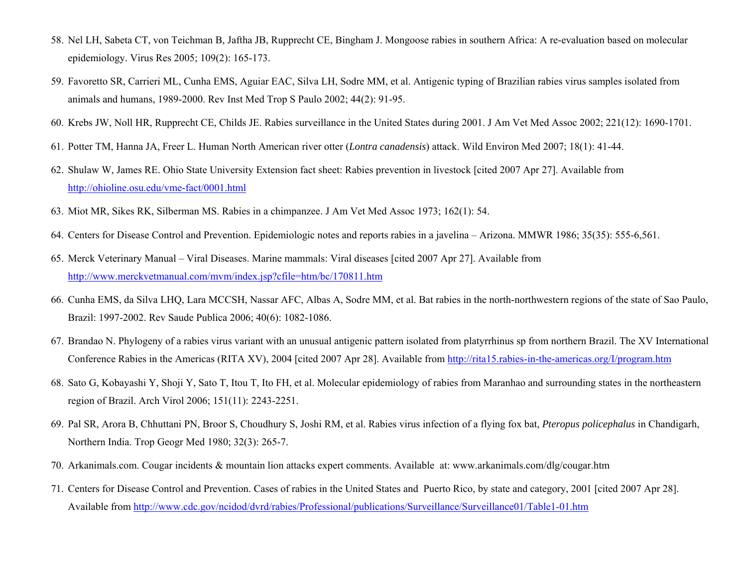58. Nel LH, Sabeta CT, von Teichman B, Jaftha JB, Rupprecht CE, Bingham J. Mongoose rabies in southern Africa: A re-evaluation based on molecular epidemiology. Virus Res 2005; 109(2): 165-173.
59. Favoretto SR, Carrieri ML, Cunha EMS, Aguiar EAC, Silva LH, Sodre MM, et al. Antigenic typing of Brazilian rabies virus samples isolated from animals and humans, 1989-2000. Rev Inst Med Trop S Paulo 2002; 44(2): 91-95.
60. Krebs JW, Noll HR, Rupprecht CE, Childs JE. Rabies surveillance in the United States during 2001. J Am Vet Med Assoc 2002; 221(12): 1690-1701.
61. Potter TM, Hanna JA, Freer L. Human North American river otter (*Lontra canadensis*) attack. Wild Environ Med 2007; 18(1): 41-44.
62. Shulaw W, James RE. Ohio State University Extension fact sheet: Rabies prevention in livestock [cited 2007 Apr 27]. Available from http://ohioline.osu.edu/vme-fact/0001.html
63. Miot MR, Sikes RK, Silberman MS. Rabies in a chimpanzee. J Am Vet Med Assoc 1973; 162(1): 54.
64. Centers for Disease Control and Prevention. Epidemiologic notes and reports rabies in a javelina – Arizona. MMWR 1986; 35(35): 555-6,561.
65. Merck Veterinary Manual – Viral Diseases. Marine mammals: Viral diseases [cited 2007 Apr 27]. Available from http://www.merckvetmanual.com/mvm/index.jsp?cfile=htm/bc/170811.htm
66. Cunha EMS, da Silva LHQ, Lara MCCSH, Nassar AFC, Albas A, Sodre MM, et al. Bat rabies in the north-northwestern regions of the state of Sao Paulo, Brazil: 1997-2002. Rev Saude Publica 2006; 40(6): 1082-1086.
67. Brandao N. Phylogeny of a rabies virus variant with an unusual antigenic pattern isolated from platyrrhinus sp from northern Brazil. The XV International Conference Rabies in the Americas (RITA XV), 2004 [cited 2007 Apr 28]. Available from http://rita15.rabies-in-the-americas.org/I/program.htm
68. Sato G, Kobayashi Y, Shoji Y, Sato T, Itou T, Ito FH, et al. Molecular epidemiology of rabies from Maranhao and surrounding states in the northeastern region of Brazil. Arch Virol 2006; 151(11): 2243-2251.
69. Pal SR, Arora B, Chhuttani PN, Broor S, Choudhury S, Joshi RM, et al. Rabies virus infection of a flying fox bat, *Pteropus policephalus* in Chandigarh, Northern India. Trop Geogr Med 1980; 32(3): 265-7.
70. Arkanimals.com. Cougar incidents & mountain lion attacks expert comments. Available at: www.arkanimals.com/dlg/cougar.htm
71. Centers for Disease Control and Prevention. Cases of rabies in the United States and Puerto Rico, by state and category, 2001 [cited 2007 Apr 28]. Available from http://www.cdc.gov/ncidod/dvrd/rabies/Professional/publications/Surveillance/Surveillance01/Table1-01.htm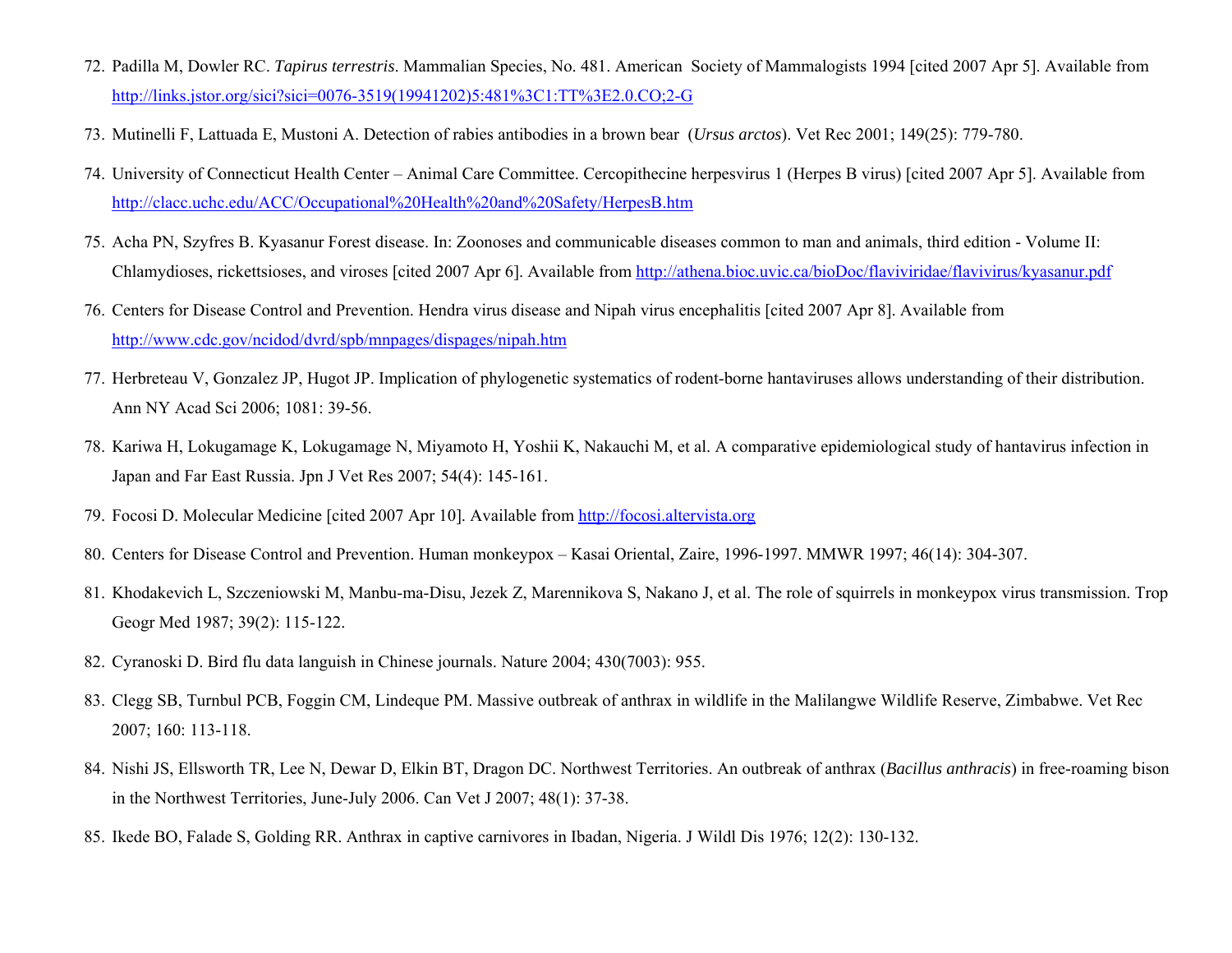72. Padilla M, Dowler RC. *Tapirus terrestris*. Mammalian Species, No. 481. American Society of Mammalogists 1994 [cited 2007 Apr 5]. Available from http://links.jstor.org/sici?sici=0076-3519(19941202)5:481%3C1:TT%3E2.0.CO;2-G
73. Mutinelli F, Lattuada E, Mustoni A. Detection of rabies antibodies in a brown bear (*Ursus arctos*). Vet Rec 2001; 149(25): 779-780.
74. University of Connecticut Health Center – Animal Care Committee. Cercopithecine herpesvirus 1 (Herpes B virus) [cited 2007 Apr 5]. Available from http://clacc.uchc.edu/ACC/Occupational%20Health%20and%20Safety/HerpesB.htm
75. Acha PN, Szyfres B. Kyasanur Forest disease. In: Zoonoses and communicable diseases common to man and animals, third edition - Volume II: Chlamydioses, rickettsioses, and viroses [cited 2007 Apr 6]. Available from http://athena.bioc.uvic.ca/bioDoc/flaviviridae/flavivirus/kyasanur.pdf
76. Centers for Disease Control and Prevention. Hendra virus disease and Nipah virus encephalitis [cited 2007 Apr 8]. Available from http://www.cdc.gov/ncidod/dvrd/spb/mnpages/dispages/nipah.htm
77. Herbreteau V, Gonzalez JP, Hugot JP. Implication of phylogenetic systematics of rodent-borne hantaviruses allows understanding of their distribution. Ann NY Acad Sci 2006; 1081: 39-56.
78. Kariwa H, Lokugamage K, Lokugamage N, Miyamoto H, Yoshii K, Nakauchi M, et al. A comparative epidemiological study of hantavirus infection in Japan and Far East Russia. Jpn J Vet Res 2007; 54(4): 145-161.
79. Focosi D. Molecular Medicine [cited 2007 Apr 10]. Available from http://focosi.altervista.org
80. Centers for Disease Control and Prevention. Human monkeypox – Kasai Oriental, Zaire, 1996-1997. MMWR 1997; 46(14): 304-307.
81. Khodakevich L, Szczeniowski M, Manbu-ma-Disu, Jezek Z, Marennikova S, Nakano J, et al. The role of squirrels in monkeypox virus transmission. Trop Geogr Med 1987; 39(2): 115-122.
82. Cyranoski D. Bird flu data languish in Chinese journals. Nature 2004; 430(7003): 955.
83. Clegg SB, Turnbul PCB, Foggin CM, Lindeque PM. Massive outbreak of anthrax in wildlife in the Malilangwe Wildlife Reserve, Zimbabwe. Vet Rec 2007; 160: 113-118.
84. Nishi JS, Ellsworth TR, Lee N, Dewar D, Elkin BT, Dragon DC. Northwest Territories. An outbreak of anthrax (*Bacillus anthracis*) in free-roaming bison in the Northwest Territories, June-July 2006. Can Vet J 2007; 48(1): 37-38.
85. Ikede BO, Falade S, Golding RR. Anthrax in captive carnivores in Ibadan, Nigeria. J Wildl Dis 1976; 12(2): 130-132.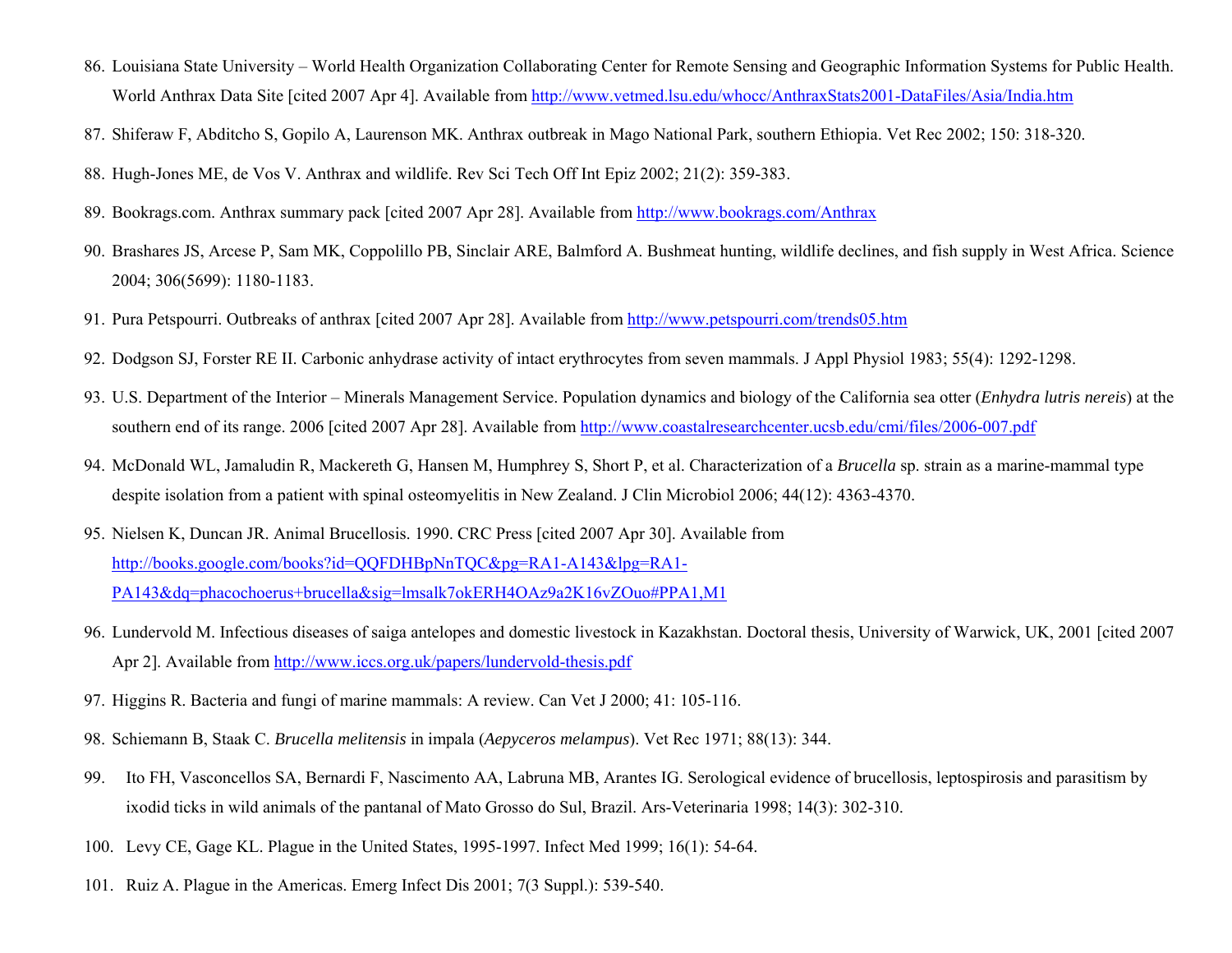86. Louisiana State University – World Health Organization Collaborating Center for Remote Sensing and Geographic Information Systems for Public Health. World Anthrax Data Site [cited 2007 Apr 4]. Available from http://www.vetmed.lsu.edu/whocc/AnthraxStats2001-DataFiles/Asia/India.htm

87. Shiferaw F, Abditcho S, Gopilo A, Laurenson MK. Anthrax outbreak in Mago National Park, southern Ethiopia. Vet Rec 2002; 150: 318-320.

88. Hugh-Jones ME, de Vos V. Anthrax and wildlife. Rev Sci Tech Off Int Epiz 2002; 21(2): 359-383.

89. Bookrags.com. Anthrax summary pack [cited 2007 Apr 28]. Available from http://www.bookrags.com/Anthrax

90. Brashares JS, Arcese P, Sam MK, Coppolillo PB, Sinclair ARE, Balmford A. Bushmeat hunting, wildlife declines, and fish supply in West Africa. Science 2004; 306(5699): 1180-1183.

91. Pura Petspourri. Outbreaks of anthrax [cited 2007 Apr 28]. Available from http://www.petspourri.com/trends05.htm

92. Dodgson SJ, Forster RE II. Carbonic anhydrase activity of intact erythrocytes from seven mammals. J Appl Physiol 1983; 55(4): 1292-1298.

93. U.S. Department of the Interior – Minerals Management Service. Population dynamics and biology of the California sea otter (*Enhydra lutris nereis*) at the southern end of its range. 2006 [cited 2007 Apr 28]. Available from http://www.coastalresearchcenter.ucsb.edu/cmi/files/2006-007.pdf

94. McDonald WL, Jamaludin R, Mackereth G, Hansen M, Humphrey S, Short P, et al. Characterization of a *Brucella* sp. strain as a marine-mammal type despite isolation from a patient with spinal osteomyelitis in New Zealand. J Clin Microbiol 2006; 44(12): 4363-4370.

95. Nielsen K, Duncan JR. Animal Brucellosis. 1990. CRC Press [cited 2007 Apr 30]. Available from http://books.google.com/books?id=QQFDHBpNnTQC&pg=RA1-A143&lpg=RA1-PA143&dq=phacochoerus+brucella&sig=lmsalk7okERH4OAz9a2K16vZOuo#PPA1,M1

96. Lundervold M. Infectious diseases of saiga antelopes and domestic livestock in Kazakhstan. Doctoral thesis, University of Warwick, UK, 2001 [cited 2007 Apr 2]. Available from http://www.iccs.org.uk/papers/lundervold-thesis.pdf

97. Higgins R. Bacteria and fungi of marine mammals: A review. Can Vet J 2000; 41: 105-116.

98. Schiemann B, Staak C. *Brucella melitensis* in impala (*Aepyceros melampus*). Vet Rec 1971; 88(13): 344.

99. Ito FH, Vasconcellos SA, Bernardi F, Nascimento AA, Labruna MB, Arantes IG. Serological evidence of brucellosis, leptospirosis and parasitism by ixodid ticks in wild animals of the pantanal of Mato Grosso do Sul, Brazil. Ars-Veterinaria 1998; 14(3): 302-310.

100. Levy CE, Gage KL. Plague in the United States, 1995-1997. Infect Med 1999; 16(1): 54-64.

101. Ruiz A. Plague in the Americas. Emerg Infect Dis 2001; 7(3 Suppl.): 539-540.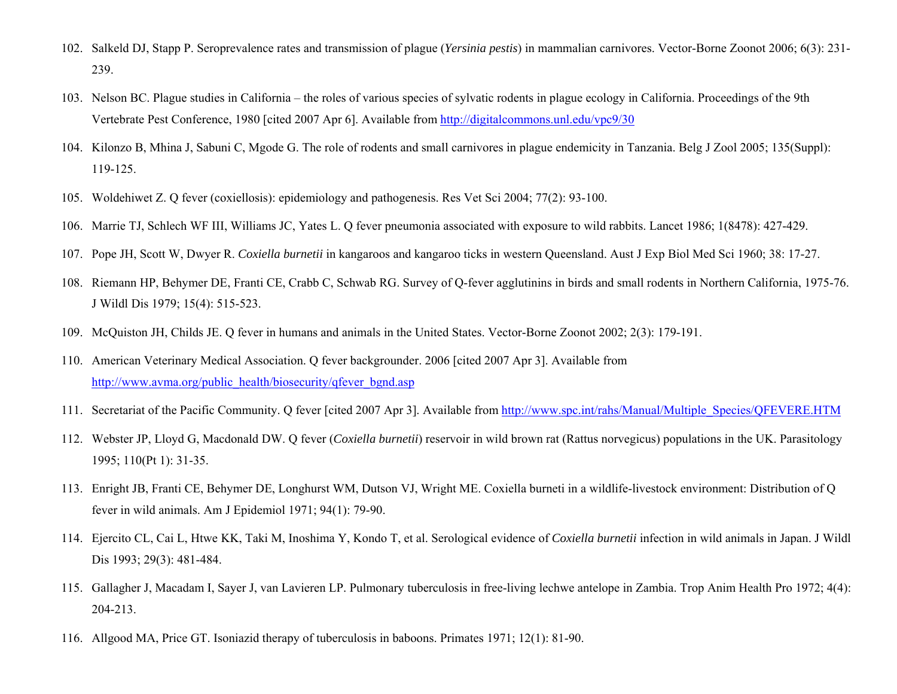102. Salkeld DJ, Stapp P. Seroprevalence rates and transmission of plague (*Yersinia pestis*) in mammalian carnivores. Vector-Borne Zoonot 2006; 6(3): 231-239.

103. Nelson BC. Plague studies in California – the roles of various species of sylvatic rodents in plague ecology in California. Proceedings of the 9th Vertebrate Pest Conference, 1980 [cited 2007 Apr 6]. Available from http://digitalcommons.unl.edu/vpc9/30

104. Kilonzo B, Mhina J, Sabuni C, Mgode G. The role of rodents and small carnivores in plague endemicity in Tanzania. Belg J Zool 2005; 135(Suppl): 119-125.

105. Woldehiwet Z. Q fever (coxiellosis): epidemiology and pathogenesis. Res Vet Sci 2004; 77(2): 93-100.

106. Marrie TJ, Schlech WF III, Williams JC, Yates L. Q fever pneumonia associated with exposure to wild rabbits. Lancet 1986; 1(8478): 427-429.

107. Pope JH, Scott W, Dwyer R. *Coxiella burnetii* in kangaroos and kangaroo ticks in western Queensland. Aust J Exp Biol Med Sci 1960; 38: 17-27.

108. Riemann HP, Behymer DE, Franti CE, Crabb C, Schwab RG. Survey of Q-fever agglutinins in birds and small rodents in Northern California, 1975-76. J Wildl Dis 1979; 15(4): 515-523.

109. McQuiston JH, Childs JE. Q fever in humans and animals in the United States. Vector-Borne Zoonot 2002; 2(3): 179-191.

110. American Veterinary Medical Association. Q fever backgrounder. 2006 [cited 2007 Apr 3]. Available from http://www.avma.org/public_health/biosecurity/qfever_bgnd.asp

111. Secretariat of the Pacific Community. Q fever [cited 2007 Apr 3]. Available from http://www.spc.int/rahs/Manual/Multiple_Species/QFEVERE.HTM

112. Webster JP, Lloyd G, Macdonald DW. Q fever (*Coxiella burnetii*) reservoir in wild brown rat (Rattus norvegicus) populations in the UK. Parasitology 1995; 110(Pt 1): 31-35.

113. Enright JB, Franti CE, Behymer DE, Longhurst WM, Dutson VJ, Wright ME. Coxiella burneti in a wildlife-livestock environment: Distribution of Q fever in wild animals. Am J Epidemiol 1971; 94(1): 79-90.

114. Ejercito CL, Cai L, Htwe KK, Taki M, Inoshima Y, Kondo T, et al. Serological evidence of *Coxiella burnetii* infection in wild animals in Japan. J Wildl Dis 1993; 29(3): 481-484.

115. Gallagher J, Macadam I, Sayer J, van Lavieren LP. Pulmonary tuberculosis in free-living lechwe antelope in Zambia. Trop Anim Health Pro 1972; 4(4): 204-213.

116. Allgood MA, Price GT. Isoniazid therapy of tuberculosis in baboons. Primates 1971; 12(1): 81-90.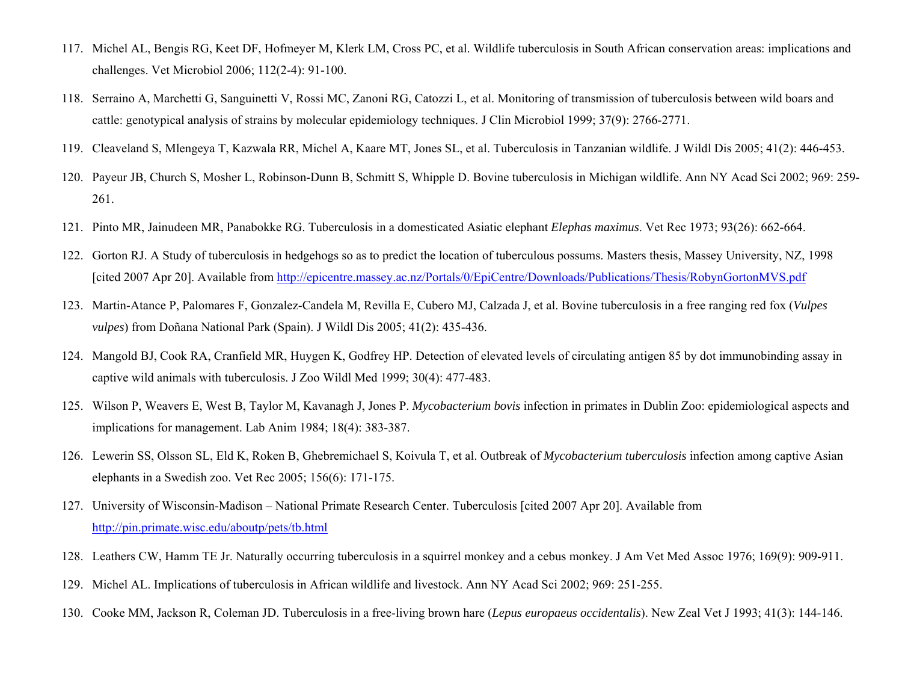117. Michel AL, Bengis RG, Keet DF, Hofmeyer M, Klerk LM, Cross PC, et al. Wildlife tuberculosis in South African conservation areas: implications and challenges. Vet Microbiol 2006; 112(2-4): 91-100.

118. Serraino A, Marchetti G, Sanguinetti V, Rossi MC, Zanoni RG, Catozzi L, et al. Monitoring of transmission of tuberculosis between wild boars and cattle: genotypical analysis of strains by molecular epidemiology techniques. J Clin Microbiol 1999; 37(9): 2766-2771.

119. Cleaveland S, Mlengeya T, Kazwala RR, Michel A, Kaare MT, Jones SL, et al. Tuberculosis in Tanzanian wildlife. J Wildl Dis 2005; 41(2): 446-453.

120. Payeur JB, Church S, Mosher L, Robinson-Dunn B, Schmitt S, Whipple D. Bovine tuberculosis in Michigan wildlife. Ann NY Acad Sci 2002; 969: 259-261.

121. Pinto MR, Jainudeen MR, Panabokke RG. Tuberculosis in a domesticated Asiatic elephant *Elephas maximus*. Vet Rec 1973; 93(26): 662-664.

122. Gorton RJ. A Study of tuberculosis in hedgehogs so as to predict the location of tuberculous possums. Masters thesis, Massey University, NZ, 1998 [cited 2007 Apr 20]. Available from http://epicentre.massey.ac.nz/Portals/0/EpiCentre/Downloads/Publications/Thesis/RobynGortonMVS.pdf

123. Martin-Atance P, Palomares F, Gonzalez-Candela M, Revilla E, Cubero MJ, Calzada J, et al. Bovine tuberculosis in a free ranging red fox (*Vulpes vulpes*) from Doñana National Park (Spain). J Wildl Dis 2005; 41(2): 435-436.

124. Mangold BJ, Cook RA, Cranfield MR, Huygen K, Godfrey HP. Detection of elevated levels of circulating antigen 85 by dot immunobinding assay in captive wild animals with tuberculosis. J Zoo Wildl Med 1999; 30(4): 477-483.

125. Wilson P, Weavers E, West B, Taylor M, Kavanagh J, Jones P. *Mycobacterium bovis* infection in primates in Dublin Zoo: epidemiological aspects and implications for management. Lab Anim 1984; 18(4): 383-387.

126. Lewerin SS, Olsson SL, Eld K, Roken B, Ghebremichael S, Koivula T, et al. Outbreak of *Mycobacterium tuberculosis* infection among captive Asian elephants in a Swedish zoo. Vet Rec 2005; 156(6): 171-175.

127. University of Wisconsin-Madison – National Primate Research Center. Tuberculosis [cited 2007 Apr 20]. Available from http://pin.primate.wisc.edu/aboutp/pets/tb.html

128. Leathers CW, Hamm TE Jr. Naturally occurring tuberculosis in a squirrel monkey and a cebus monkey. J Am Vet Med Assoc 1976; 169(9): 909-911.

129. Michel AL. Implications of tuberculosis in African wildlife and livestock. Ann NY Acad Sci 2002; 969: 251-255.

130. Cooke MM, Jackson R, Coleman JD. Tuberculosis in a free-living brown hare (*Lepus europaeus occidentalis*). New Zeal Vet J 1993; 41(3): 144-146.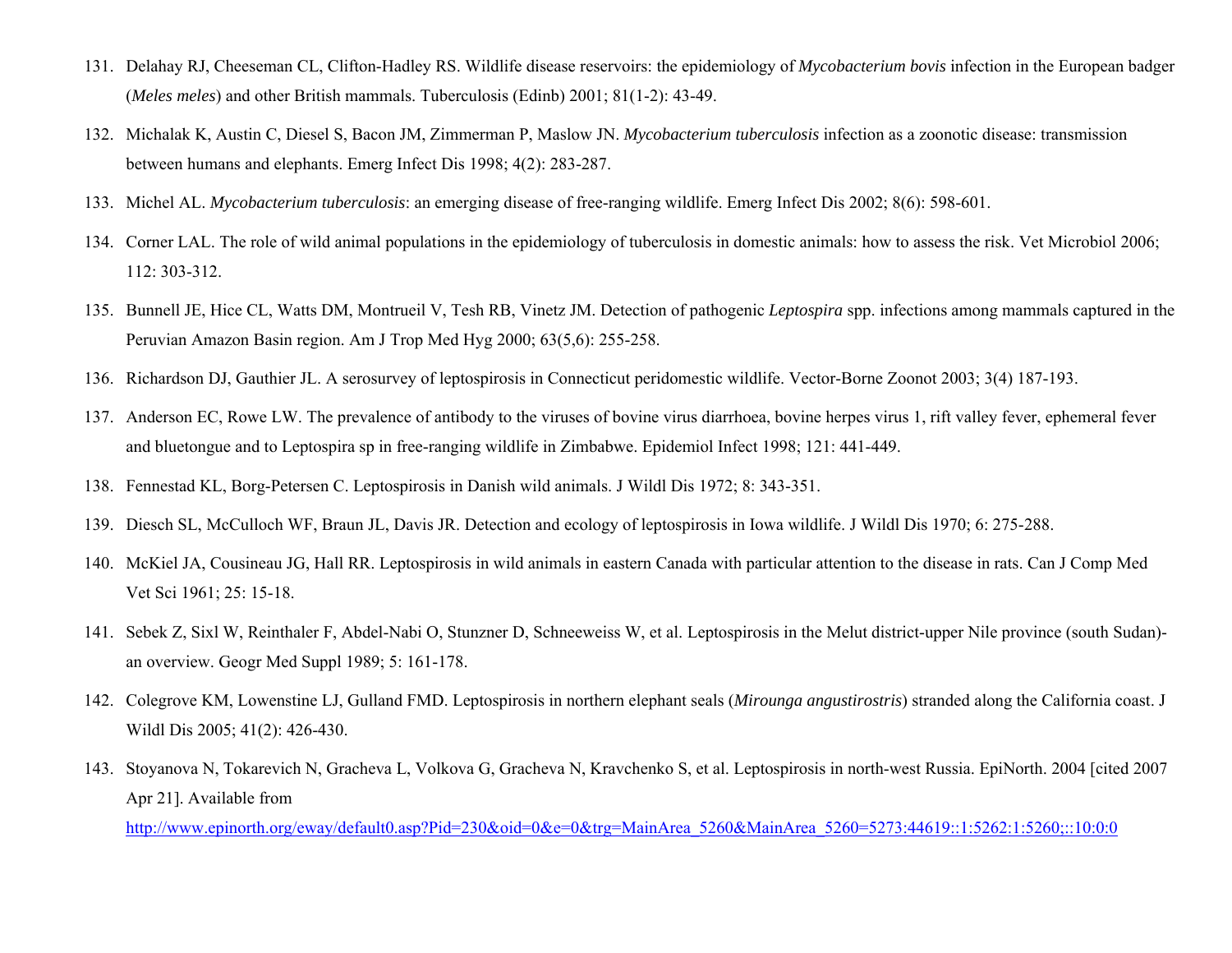131. Delahay RJ, Cheeseman CL, Clifton-Hadley RS. Wildlife disease reservoirs: the epidemiology of *Mycobacterium bovis* infection in the European badger (*Meles meles*) and other British mammals. Tuberculosis (Edinb) 2001; 81(1-2): 43-49.

132. Michalak K, Austin C, Diesel S, Bacon JM, Zimmerman P, Maslow JN. *Mycobacterium tuberculosis* infection as a zoonotic disease: transmission between humans and elephants. Emerg Infect Dis 1998; 4(2): 283-287.

133. Michel AL. *Mycobacterium tuberculosis*: an emerging disease of free-ranging wildlife. Emerg Infect Dis 2002; 8(6): 598-601.

134. Corner LAL. The role of wild animal populations in the epidemiology of tuberculosis in domestic animals: how to assess the risk. Vet Microbiol 2006; 112: 303-312.

135. Bunnell JE, Hice CL, Watts DM, Montrueil V, Tesh RB, Vinetz JM. Detection of pathogenic *Leptospira* spp. infections among mammals captured in the Peruvian Amazon Basin region. Am J Trop Med Hyg 2000; 63(5,6): 255-258.

136. Richardson DJ, Gauthier JL. A serosurvey of leptospirosis in Connecticut peridomestic wildlife. Vector-Borne Zoonot 2003; 3(4) 187-193.

137. Anderson EC, Rowe LW. The prevalence of antibody to the viruses of bovine virus diarrhoea, bovine herpes virus 1, rift valley fever, ephemeral fever and bluetongue and to Leptospira sp in free-ranging wildlife in Zimbabwe. Epidemiol Infect 1998; 121: 441-449.

138. Fennestad KL, Borg-Petersen C. Leptospirosis in Danish wild animals. J Wildl Dis 1972; 8: 343-351.

139. Diesch SL, McCulloch WF, Braun JL, Davis JR. Detection and ecology of leptospirosis in Iowa wildlife. J Wildl Dis 1970; 6: 275-288.

140. McKiel JA, Cousineau JG, Hall RR. Leptospirosis in wild animals in eastern Canada with particular attention to the disease in rats. Can J Comp Med Vet Sci 1961; 25: 15-18.

141. Sebek Z, Sixl W, Reinthaler F, Abdel-Nabi O, Stunzner D, Schneeweiss W, et al. Leptospirosis in the Melut district-upper Nile province (south Sudan)-an overview. Geogr Med Suppl 1989; 5: 161-178.

142. Colegrove KM, Lowenstine LJ, Gulland FMD. Leptospirosis in northern elephant seals (*Mirounga angustirostris*) stranded along the California coast. J Wildl Dis 2005; 41(2): 426-430.

143. Stoyanova N, Tokarevich N, Gracheva L, Volkova G, Gracheva N, Kravchenko S, et al. Leptospirosis in north-west Russia. EpiNorth. 2004 [cited 2007 Apr 21]. Available from http://www.epinorth.org/eway/default0.asp?Pid=230&oid=0&e=0&trg=MainArea_5260&MainArea_5260=5273:44619::1:5262:1:5260;::10:0:0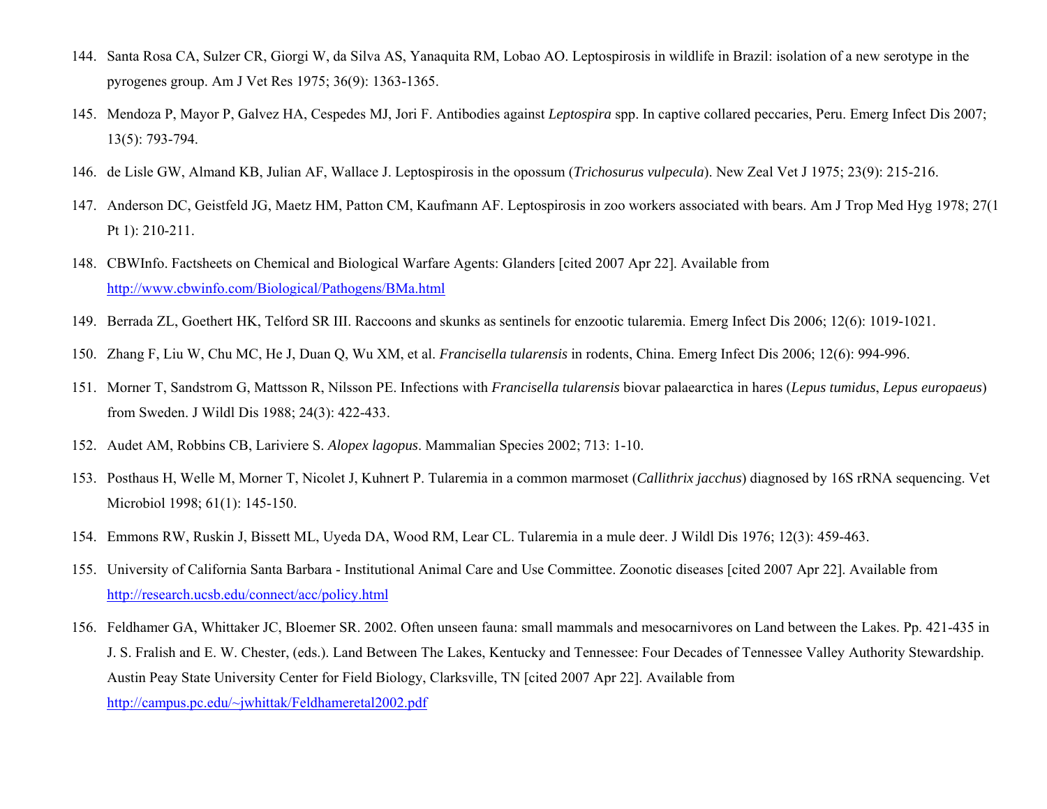144. Santa Rosa CA, Sulzer CR, Giorgi W, da Silva AS, Yanaquita RM, Lobao AO. Leptospirosis in wildlife in Brazil: isolation of a new serotype in the pyrogenes group. Am J Vet Res 1975; 36(9): 1363-1365.

145. Mendoza P, Mayor P, Galvez HA, Cespedes MJ, Jori F. Antibodies against *Leptospira* spp. In captive collared peccaries, Peru. Emerg Infect Dis 2007; 13(5): 793-794.

146. de Lisle GW, Almand KB, Julian AF, Wallace J. Leptospirosis in the opossum (*Trichosurus vulpecula*). New Zeal Vet J 1975; 23(9): 215-216.

147. Anderson DC, Geistfeld JG, Maetz HM, Patton CM, Kaufmann AF. Leptospirosis in zoo workers associated with bears. Am J Trop Med Hyg 1978; 27(1 Pt 1): 210-211.

148. CBWInfo. Factsheets on Chemical and Biological Warfare Agents: Glanders [cited 2007 Apr 22]. Available from http://www.cbwinfo.com/Biological/Pathogens/BMa.html

149. Berrada ZL, Goethert HK, Telford SR III. Raccoons and skunks as sentinels for enzootic tularemia. Emerg Infect Dis 2006; 12(6): 1019-1021.

150. Zhang F, Liu W, Chu MC, He J, Duan Q, Wu XM, et al. *Francisella tularensis* in rodents, China. Emerg Infect Dis 2006; 12(6): 994-996.

151. Morner T, Sandstrom G, Mattsson R, Nilsson PE. Infections with *Francisella tularensis* biovar palaearctica in hares (*Lepus tumidus*, *Lepus europaeus*) from Sweden. J Wildl Dis 1988; 24(3): 422-433.

152. Audet AM, Robbins CB, Lariviere S. *Alopex lagopus*. Mammalian Species 2002; 713: 1-10.

153. Posthaus H, Welle M, Morner T, Nicolet J, Kuhnert P. Tularemia in a common marmoset (*Callithrix jacchus*) diagnosed by 16S rRNA sequencing. Vet Microbiol 1998; 61(1): 145-150.

154. Emmons RW, Ruskin J, Bissett ML, Uyeda DA, Wood RM, Lear CL. Tularemia in a mule deer. J Wildl Dis 1976; 12(3): 459-463.

155. University of California Santa Barbara - Institutional Animal Care and Use Committee. Zoonotic diseases [cited 2007 Apr 22]. Available from http://research.ucsb.edu/connect/acc/policy.html

156. Feldhamer GA, Whittaker JC, Bloemer SR. 2002. Often unseen fauna: small mammals and mesocarnivores on Land between the Lakes. Pp. 421-435 in J. S. Fralish and E. W. Chester, (eds.). Land Between The Lakes, Kentucky and Tennessee: Four Decades of Tennessee Valley Authority Stewardship. Austin Peay State University Center for Field Biology, Clarksville, TN [cited 2007 Apr 22]. Available from http://campus.pc.edu/~jwhittak/Feldhameretal2002.pdf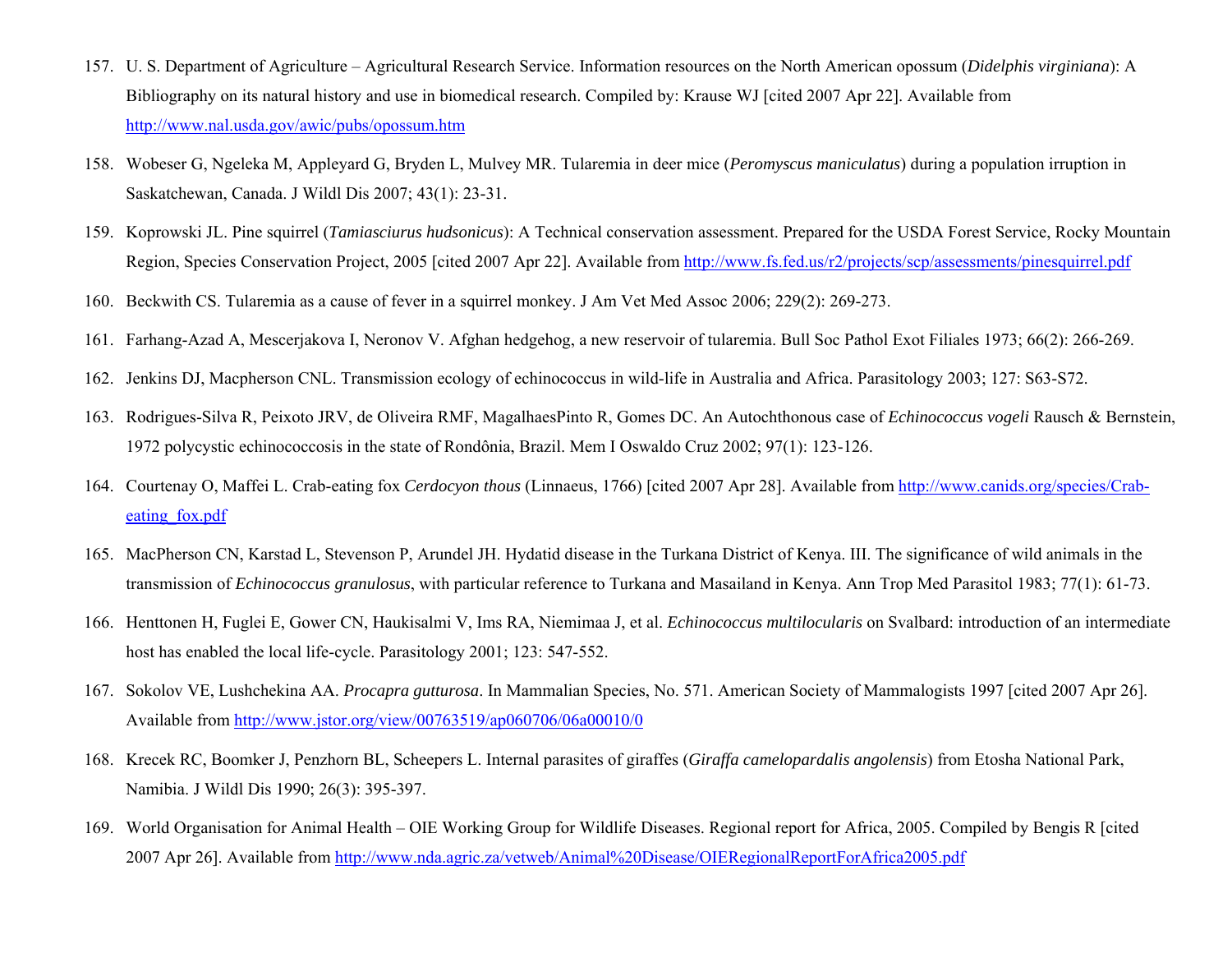157. U. S. Department of Agriculture – Agricultural Research Service. Information resources on the North American opossum (*Didelphis virginiana*): A Bibliography on its natural history and use in biomedical research. Compiled by: Krause WJ [cited 2007 Apr 22]. Available from http://www.nal.usda.gov/awic/pubs/opossum.htm

158. Wobeser G, Ngeleka M, Appleyard G, Bryden L, Mulvey MR. Tularemia in deer mice (*Peromyscus maniculatus*) during a population irruption in Saskatchewan, Canada. J Wildl Dis 2007; 43(1): 23-31.

159. Koprowski JL. Pine squirrel (*Tamiasciurus hudsonicus*): A Technical conservation assessment. Prepared for the USDA Forest Service, Rocky Mountain Region, Species Conservation Project, 2005 [cited 2007 Apr 22]. Available from http://www.fs.fed.us/r2/projects/scp/assessments/pinesquirrel.pdf

160. Beckwith CS. Tularemia as a cause of fever in a squirrel monkey. J Am Vet Med Assoc 2006; 229(2): 269-273.

161. Farhang-Azad A, Mescerjakova I, Neronov V. Afghan hedgehog, a new reservoir of tularemia. Bull Soc Pathol Exot Filiales 1973; 66(2): 266-269.

162. Jenkins DJ, Macpherson CNL. Transmission ecology of echinococcus in wild-life in Australia and Africa. Parasitology 2003; 127: S63-S72.

163. Rodrigues-Silva R, Peixoto JRV, de Oliveira RMF, MagalhaesPinto R, Gomes DC. An Autochthonous case of *Echinococcus vogeli* Rausch & Bernstein, 1972 polycystic echinococcosis in the state of Rondônia, Brazil. Mem I Oswaldo Cruz 2002; 97(1): 123-126.

164. Courtenay O, Maffei L. Crab-eating fox *Cerdocyon thous* (Linnaeus, 1766) [cited 2007 Apr 28]. Available from http://www.canids.org/species/Crab-eating_fox.pdf

165. MacPherson CN, Karstad L, Stevenson P, Arundel JH. Hydatid disease in the Turkana District of Kenya. III. The significance of wild animals in the transmission of *Echinococcus granulosus*, with particular reference to Turkana and Masailand in Kenya. Ann Trop Med Parasitol 1983; 77(1): 61-73.

166. Henttonen H, Fuglei E, Gower CN, Haukisalmi V, Ims RA, Niemimaa J, et al. *Echinococcus multilocularis* on Svalbard: introduction of an intermediate host has enabled the local life-cycle. Parasitology 2001; 123: 547-552.

167. Sokolov VE, Lushchekina AA. *Procapra gutturosa*. In Mammalian Species, No. 571. American Society of Mammalogists 1997 [cited 2007 Apr 26]. Available from http://www.jstor.org/view/00763519/ap060706/06a00010/0

168. Krecek RC, Boomker J, Penzhorn BL, Scheepers L. Internal parasites of giraffes (*Giraffa camelopardalis angolensis*) from Etosha National Park, Namibia. J Wildl Dis 1990; 26(3): 395-397.

169. World Organisation for Animal Health – OIE Working Group for Wildlife Diseases. Regional report for Africa, 2005. Compiled by Bengis R [cited 2007 Apr 26]. Available from http://www.nda.agric.za/vetweb/Animal%20Disease/OIERegionalReportForAfrica2005.pdf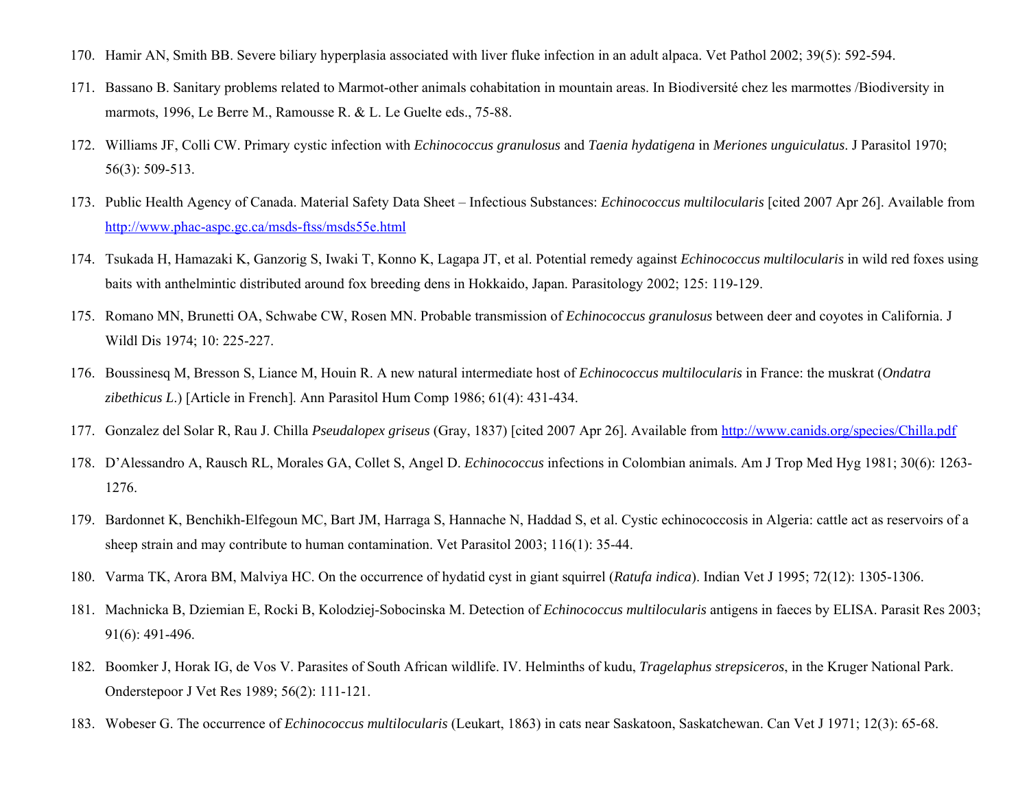170. Hamir AN, Smith BB. Severe biliary hyperplasia associated with liver fluke infection in an adult alpaca. Vet Pathol 2002; 39(5): 592-594.

171. Bassano B. Sanitary problems related to Marmot-other animals cohabitation in mountain areas. In Biodiversité chez les marmottes /Biodiversity in marmots, 1996, Le Berre M., Ramousse R. & L. Le Guelte eds., 75-88.

172. Williams JF, Colli CW. Primary cystic infection with *Echinococcus granulosus* and *Taenia hydatigena* in *Meriones unguiculatus*. J Parasitol 1970; 56(3): 509-513.

173. Public Health Agency of Canada. Material Safety Data Sheet – Infectious Substances: *Echinococcus multilocularis* [cited 2007 Apr 26]. Available from http://www.phac-aspc.gc.ca/msds-ftss/msds55e.html

174. Tsukada H, Hamazaki K, Ganzorig S, Iwaki T, Konno K, Lagapa JT, et al. Potential remedy against *Echinococcus multilocularis* in wild red foxes using baits with anthelmintic distributed around fox breeding dens in Hokkaido, Japan. Parasitology 2002; 125: 119-129.

175. Romano MN, Brunetti OA, Schwabe CW, Rosen MN. Probable transmission of *Echinococcus granulosus* between deer and coyotes in California. J Wildl Dis 1974; 10: 225-227.

176. Boussinesq M, Bresson S, Liance M, Houin R. A new natural intermediate host of *Echinococcus multilocularis* in France: the muskrat (*Ondatra zibethicus L*.) [Article in French]. Ann Parasitol Hum Comp 1986; 61(4): 431-434.

177. Gonzalez del Solar R, Rau J. Chilla *Pseudalopex griseus* (Gray, 1837) [cited 2007 Apr 26]. Available from http://www.canids.org/species/Chilla.pdf

178. D'Alessandro A, Rausch RL, Morales GA, Collet S, Angel D. *Echinococcus* infections in Colombian animals. Am J Trop Med Hyg 1981; 30(6): 1263-1276.

179. Bardonnet K, Benchikh-Elfegoun MC, Bart JM, Harraga S, Hannache N, Haddad S, et al. Cystic echinococcosis in Algeria: cattle act as reservoirs of a sheep strain and may contribute to human contamination. Vet Parasitol 2003; 116(1): 35-44.

180. Varma TK, Arora BM, Malviya HC. On the occurrence of hydatid cyst in giant squirrel (*Ratufa indica*). Indian Vet J 1995; 72(12): 1305-1306.

181. Machnicka B, Dziemian E, Rocki B, Kolodziej-Sobocinska M. Detection of *Echinococcus multilocularis* antigens in faeces by ELISA. Parasit Res 2003; 91(6): 491-496.

182. Boomker J, Horak IG, de Vos V. Parasites of South African wildlife. IV. Helminths of kudu, *Tragelaphus strepsiceros*, in the Kruger National Park. Onderstepoor J Vet Res 1989; 56(2): 111-121.

183. Wobeser G. The occurrence of *Echinococcus multilocularis* (Leukart, 1863) in cats near Saskatoon, Saskatchewan. Can Vet J 1971; 12(3): 65-68.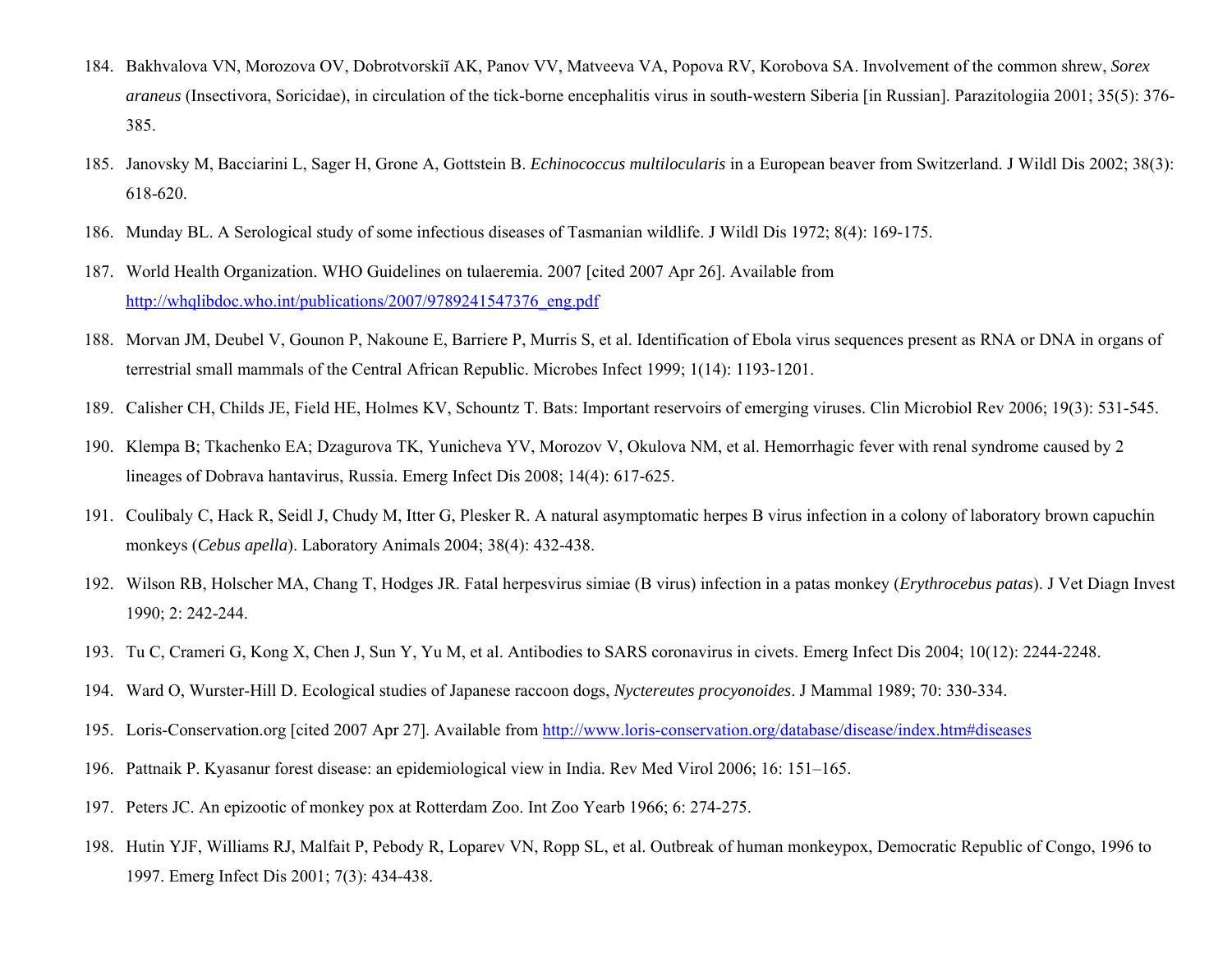184. Bakhvalova VN, Morozova OV, Dobrotvorskiĭ AK, Panov VV, Matveeva VA, Popova RV, Korobova SA. Involvement of the common shrew, *Sorex araneus* (Insectivora, Soricidae), in circulation of the tick-borne encephalitis virus in south-western Siberia [in Russian]. Parazitologiia 2001; 35(5): 376-385.

185. Janovsky M, Bacciarini L, Sager H, Grone A, Gottstein B. *Echinococcus multilocularis* in a European beaver from Switzerland. J Wildl Dis 2002; 38(3): 618-620.

186. Munday BL. A Serological study of some infectious diseases of Tasmanian wildlife. J Wildl Dis 1972; 8(4): 169-175.

187. World Health Organization. WHO Guidelines on tulaeremia. 2007 [cited 2007 Apr 26]. Available from http://whqlibdoc.who.int/publications/2007/9789241547376_eng.pdf

188. Morvan JM, Deubel V, Gounon P, Nakoune E, Barriere P, Murris S, et al. Identification of Ebola virus sequences present as RNA or DNA in organs of terrestrial small mammals of the Central African Republic. Microbes Infect 1999; 1(14): 1193-1201.

189. Calisher CH, Childs JE, Field HE, Holmes KV, Schountz T. Bats: Important reservoirs of emerging viruses. Clin Microbiol Rev 2006; 19(3): 531-545.

190. Klempa B; Tkachenko EA; Dzagurova TK, Yunicheva YV, Morozov V, Okulova NM, et al. Hemorrhagic fever with renal syndrome caused by 2 lineages of Dobrava hantavirus, Russia. Emerg Infect Dis 2008; 14(4): 617-625.

191. Coulibaly C, Hack R, Seidl J, Chudy M, Itter G, Plesker R. A natural asymptomatic herpes B virus infection in a colony of laboratory brown capuchin monkeys (*Cebus apella*). Laboratory Animals 2004; 38(4): 432-438.

192. Wilson RB, Holscher MA, Chang T, Hodges JR. Fatal herpesvirus simiae (B virus) infection in a patas monkey (*Erythrocebus patas*). J Vet Diagn Invest 1990; 2: 242-244.

193. Tu C, Crameri G, Kong X, Chen J, Sun Y, Yu M, et al. Antibodies to SARS coronavirus in civets. Emerg Infect Dis 2004; 10(12): 2244-2248.

194. Ward O, Wurster-Hill D. Ecological studies of Japanese raccoon dogs, *Nyctereutes procyonoides*. J Mammal 1989; 70: 330-334.

195. Loris-Conservation.org [cited 2007 Apr 27]. Available from http://www.loris-conservation.org/database/disease/index.htm#diseases

196. Pattnaik P. Kyasanur forest disease: an epidemiological view in India. Rev Med Virol 2006; 16: 151–165.

197. Peters JC. An epizootic of monkey pox at Rotterdam Zoo. Int Zoo Yearb 1966; 6: 274-275.

198. Hutin YJF, Williams RJ, Malfait P, Pebody R, Loparev VN, Ropp SL, et al. Outbreak of human monkeypox, Democratic Republic of Congo, 1996 to 1997. Emerg Infect Dis 2001; 7(3): 434-438.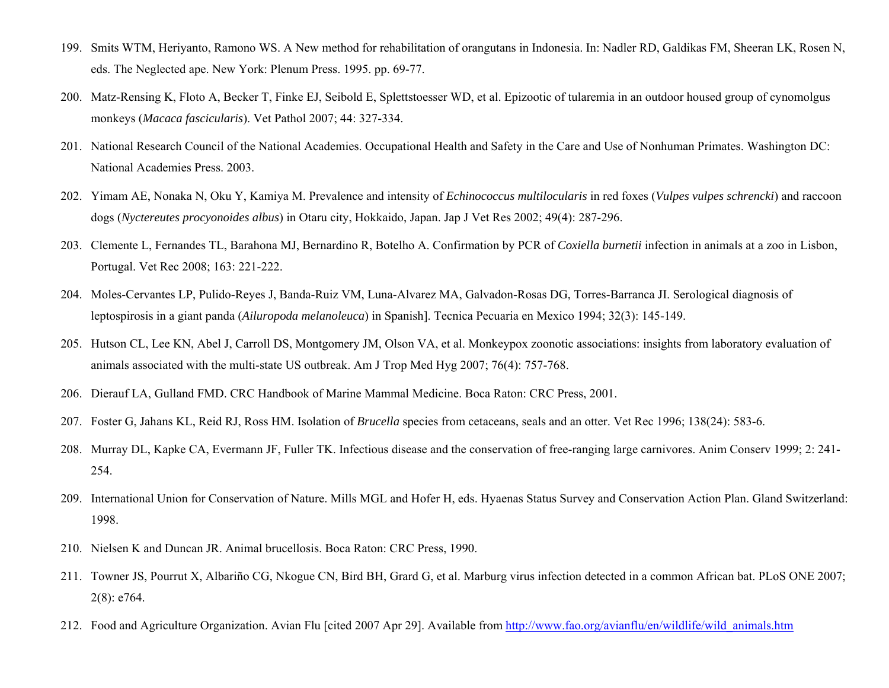199. Smits WTM, Heriyanto, Ramono WS. A New method for rehabilitation of orangutans in Indonesia. In: Nadler RD, Galdikas FM, Sheeran LK, Rosen N, eds. The Neglected ape. New York: Plenum Press. 1995. pp. 69-77.

200. Matz-Rensing K, Floto A, Becker T, Finke EJ, Seibold E, Splettstoesser WD, et al. Epizootic of tularemia in an outdoor housed group of cynomolgus monkeys (*Macaca fascicularis*). Vet Pathol 2007; 44: 327-334.

201. National Research Council of the National Academies. Occupational Health and Safety in the Care and Use of Nonhuman Primates. Washington DC: National Academies Press. 2003.

202. Yimam AE, Nonaka N, Oku Y, Kamiya M. Prevalence and intensity of *Echinococcus multilocularis* in red foxes (*Vulpes vulpes schrencki*) and raccoon dogs (*Nyctereutes procyonoides albus*) in Otaru city, Hokkaido, Japan. Jap J Vet Res 2002; 49(4): 287-296.

203. Clemente L, Fernandes TL, Barahona MJ, Bernardino R, Botelho A. Confirmation by PCR of *Coxiella burnetii* infection in animals at a zoo in Lisbon, Portugal. Vet Rec 2008; 163: 221-222.

204. Moles-Cervantes LP, Pulido-Reyes J, Banda-Ruiz VM, Luna-Alvarez MA, Galvadon-Rosas DG, Torres-Barranca JI. Serological diagnosis of leptospirosis in a giant panda (*Ailuropoda melanoleuca*) in Spanish]. Tecnica Pecuaria en Mexico 1994; 32(3): 145-149.

205. Hutson CL, Lee KN, Abel J, Carroll DS, Montgomery JM, Olson VA, et al. Monkeypox zoonotic associations: insights from laboratory evaluation of animals associated with the multi-state US outbreak. Am J Trop Med Hyg 2007; 76(4): 757-768.

206. Dierauf LA, Gulland FMD. CRC Handbook of Marine Mammal Medicine. Boca Raton: CRC Press, 2001.

207. Foster G, Jahans KL, Reid RJ, Ross HM. Isolation of *Brucella* species from cetaceans, seals and an otter. Vet Rec 1996; 138(24): 583-6.

208. Murray DL, Kapke CA, Evermann JF, Fuller TK. Infectious disease and the conservation of free-ranging large carnivores. Anim Conserv 1999; 2: 241-254.

209. International Union for Conservation of Nature. Mills MGL and Hofer H, eds. Hyaenas Status Survey and Conservation Action Plan. Gland Switzerland: 1998.

210. Nielsen K and Duncan JR. Animal brucellosis. Boca Raton: CRC Press, 1990.

211. Towner JS, Pourrut X, Albariño CG, Nkogue CN, Bird BH, Grard G, et al. Marburg virus infection detected in a common African bat. PLoS ONE 2007; 2(8): e764.

212. Food and Agriculture Organization. Avian Flu [cited 2007 Apr 29]. Available from http://www.fao.org/avianflu/en/wildlife/wild_animals.htm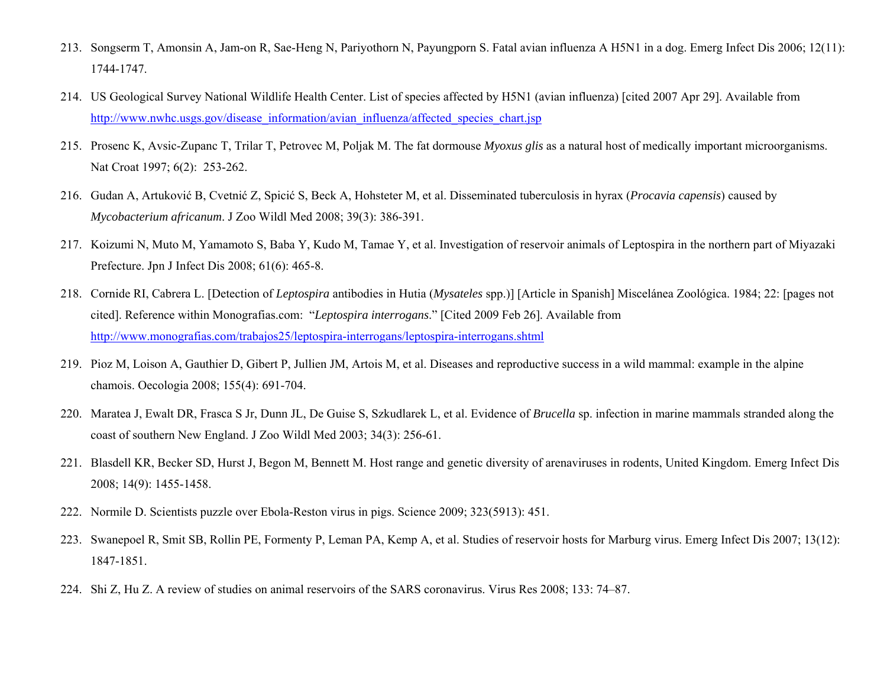213. Songserm T, Amonsin A, Jam-on R, Sae-Heng N, Pariyothorn N, Payungporn S. Fatal avian influenza A H5N1 in a dog. Emerg Infect Dis 2006; 12(11): 1744-1747.

214. US Geological Survey National Wildlife Health Center. List of species affected by H5N1 (avian influenza) [cited 2007 Apr 29]. Available from http://www.nwhc.usgs.gov/disease_information/avian_influenza/affected_species_chart.jsp

215. Prosenc K, Avsic-Zupanc T, Trilar T, Petrovec M, Poljak M. The fat dormouse *Myoxus glis* as a natural host of medically important microorganisms. Nat Croat 1997; 6(2): 253-262.

216. Gudan A, Artuković B, Cvetnić Z, Spicić S, Beck A, Hohsteter M, et al. Disseminated tuberculosis in hyrax (*Procavia capensis*) caused by *Mycobacterium africanum*. J Zoo Wildl Med 2008; 39(3): 386-391.

217. Koizumi N, Muto M, Yamamoto S, Baba Y, Kudo M, Tamae Y, et al. Investigation of reservoir animals of Leptospira in the northern part of Miyazaki Prefecture. Jpn J Infect Dis 2008; 61(6): 465-8.

218. Cornide RI, Cabrera L. [Detection of *Leptospira* antibodies in Hutia (*Mysateles* spp.)] [Article in Spanish] Miscelánea Zoológica. 1984; 22: [pages not cited]. Reference within Monografias.com: "*Leptospira interrogans*." [Cited 2009 Feb 26]. Available from http://www.monografias.com/trabajos25/leptospira-interrogans/leptospira-interrogans.shtml

219. Pioz M, Loison A, Gauthier D, Gibert P, Jullien JM, Artois M, et al. Diseases and reproductive success in a wild mammal: example in the alpine chamois. Oecologia 2008; 155(4): 691-704.

220. Maratea J, Ewalt DR, Frasca S Jr, Dunn JL, De Guise S, Szkudlarek L, et al. Evidence of *Brucella* sp. infection in marine mammals stranded along the coast of southern New England. J Zoo Wildl Med 2003; 34(3): 256-61.

221. Blasdell KR, Becker SD, Hurst J, Begon M, Bennett M. Host range and genetic diversity of arenaviruses in rodents, United Kingdom. Emerg Infect Dis 2008; 14(9): 1455-1458.

222. Normile D. Scientists puzzle over Ebola-Reston virus in pigs. Science 2009; 323(5913): 451.

223. Swanepoel R, Smit SB, Rollin PE, Formenty P, Leman PA, Kemp A, et al. Studies of reservoir hosts for Marburg virus. Emerg Infect Dis 2007; 13(12): 1847-1851.

224. Shi Z, Hu Z. A review of studies on animal reservoirs of the SARS coronavirus. Virus Res 2008; 133: 74–87.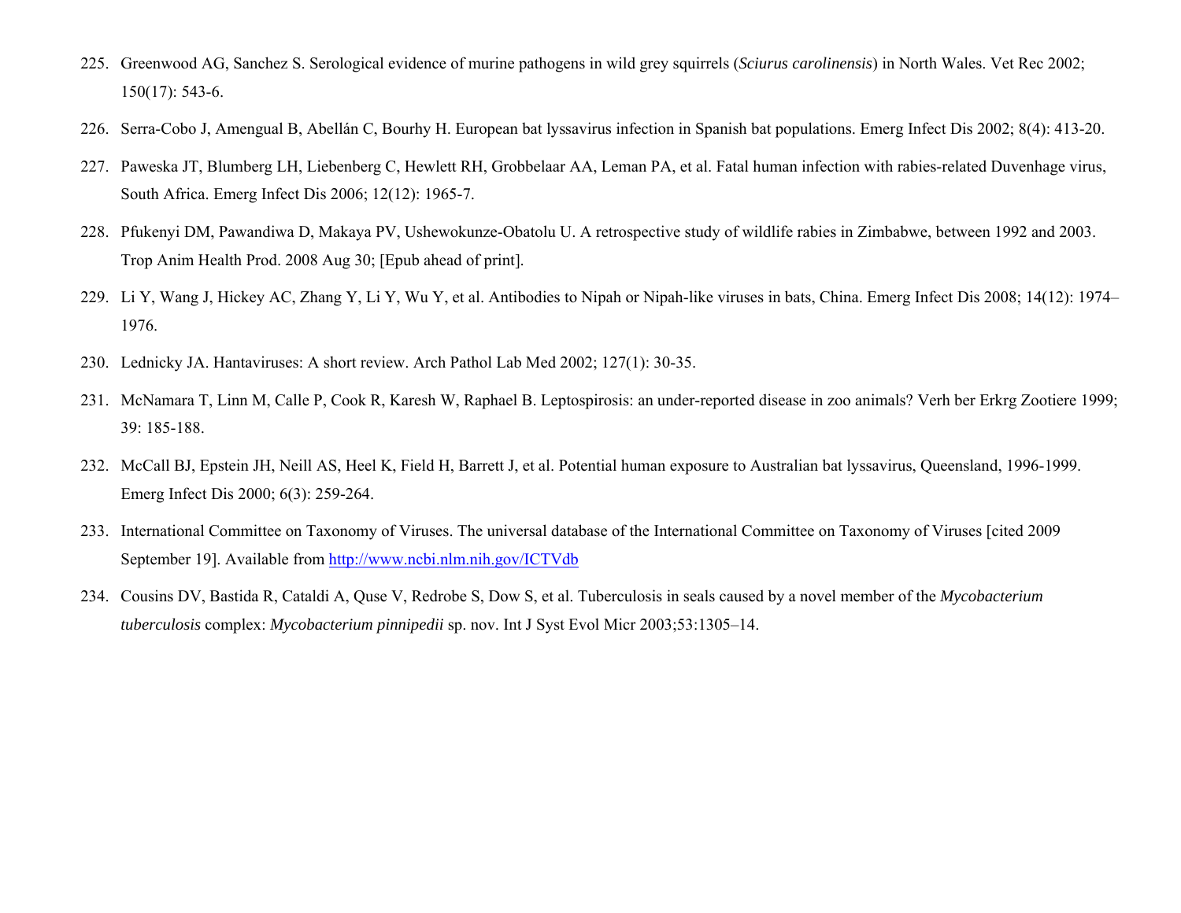225. Greenwood AG, Sanchez S. Serological evidence of murine pathogens in wild grey squirrels (*Sciurus carolinensis*) in North Wales. Vet Rec 2002; 150(17): 543-6.

226. Serra-Cobo J, Amengual B, Abellán C, Bourhy H. European bat lyssavirus infection in Spanish bat populations. Emerg Infect Dis 2002; 8(4): 413-20.

227. Paweska JT, Blumberg LH, Liebenberg C, Hewlett RH, Grobbelaar AA, Leman PA, et al. Fatal human infection with rabies-related Duvenhage virus, South Africa. Emerg Infect Dis 2006; 12(12): 1965-7.

228. Pfukenyi DM, Pawandiwa D, Makaya PV, Ushewokunze-Obatolu U. A retrospective study of wildlife rabies in Zimbabwe, between 1992 and 2003. Trop Anim Health Prod. 2008 Aug 30; [Epub ahead of print].

229. Li Y, Wang J, Hickey AC, Zhang Y, Li Y, Wu Y, et al. Antibodies to Nipah or Nipah-like viruses in bats, China. Emerg Infect Dis 2008; 14(12): 1974–1976.

230. Lednicky JA. Hantaviruses: A short review. Arch Pathol Lab Med 2002; 127(1): 30-35.

231. McNamara T, Linn M, Calle P, Cook R, Karesh W, Raphael B. Leptospirosis: an under-reported disease in zoo animals? Verh ber Erkrg Zootiere 1999; 39: 185-188.

232. McCall BJ, Epstein JH, Neill AS, Heel K, Field H, Barrett J, et al. Potential human exposure to Australian bat lyssavirus, Queensland, 1996-1999. Emerg Infect Dis 2000; 6(3): 259-264.

233. International Committee on Taxonomy of Viruses. The universal database of the International Committee on Taxonomy of Viruses [cited 2009 September 19]. Available from http://www.ncbi.nlm.nih.gov/ICTVdb

234. Cousins DV, Bastida R, Cataldi A, Quse V, Redrobe S, Dow S, et al. Tuberculosis in seals caused by a novel member of the *Mycobacterium tuberculosis* complex: *Mycobacterium pinnipedii* sp. nov. Int J Syst Evol Micr 2003;53:1305–14.